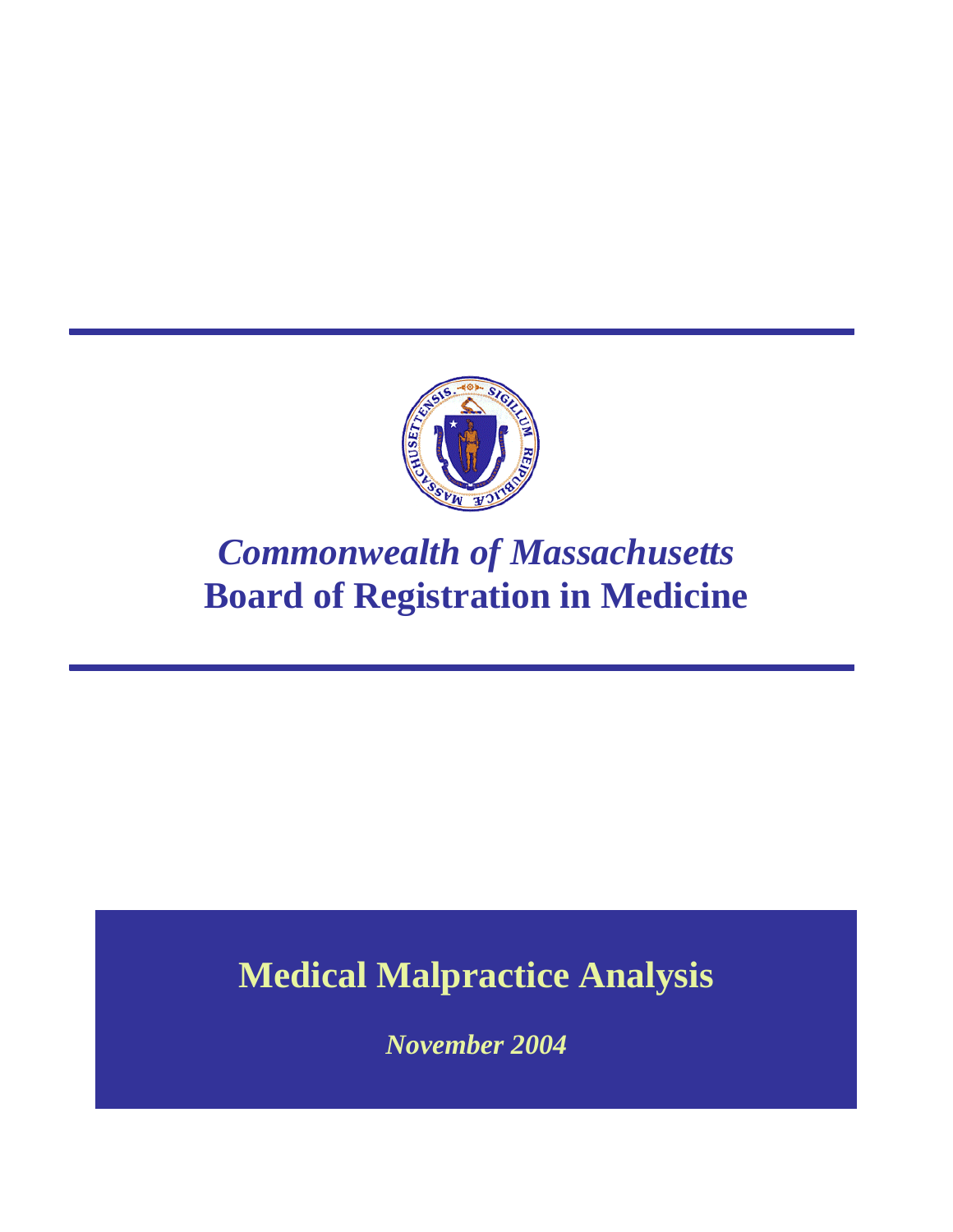*Commonwealth of Massachusetts*

**Board of Registration in Medicine**

# Medical Malpractice Analysis

*November 2004*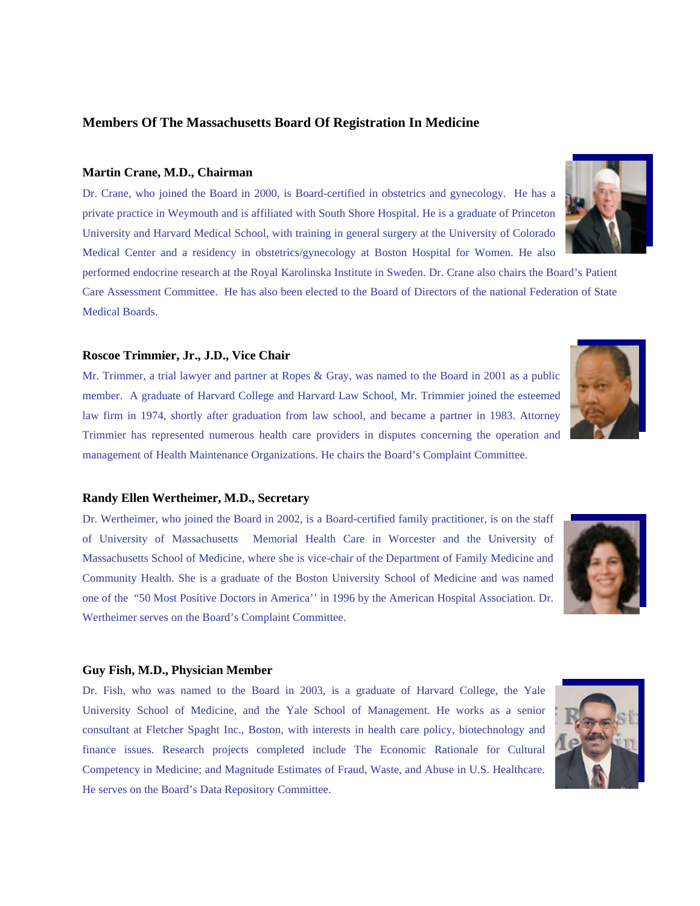# Members Of The Massachusetts Board Of Registration In Medicine

### Martin Crane, M.D., Chairman

Dr. Crane, who joined the Board in 2000, is Board-certified in obstetrics and gynecology. He has a private practice in Weymouth and is affiliated with South Shore Hospital. He is a graduate of Princeton University and Harvard Medical School, with training in general surgery at the University of Colorado Medical Center and a residency in obstetrics/gynecology at Boston Hospital for Women. He also performed endocrine research at the Royal Karolinska Institute in Sweden. Dr. Crane also chairs the Board's Patient Care Assessment Committee. He has also been elected to the Board of Directors of the national Federation of State Medical Boards.

### Roscoe Trimmier, Jr., J.D., Vice Chair

Mr. Trimmer, a trial lawyer and partner at Ropes & Gray, was named to the Board in 2001 as a public member. A graduate of Harvard College and Harvard Law School, Mr. Trimmier joined the esteemed law firm in 1974, shortly after graduation from law school, and became a partner in 1983. Attorney Trimmier has represented numerous health care providers in disputes concerning the operation and management of Health Maintenance Organizations. He chairs the Board's Complaint Committee.

### Randy Ellen Wertheimer, M.D., Secretary

Dr. Wertheimer, who joined the Board in 2002, is a Board-certified family practitioner, is on the staff of University of Massachusetts Memorial Health Care in Worcester and the University of Massachusetts School of Medicine, where she is vice-chair of the Department of Family Medicine and Community Health. She is a graduate of the Boston University School of Medicine and was named one of the "50 Most Positive Doctors in America'' in 1996 by the American Hospital Association. Dr. Wertheimer serves on the Board's Complaint Committee.

### Guy Fish, M.D., Physician Member

Dr. Fish, who was named to the Board in 2003, is a graduate of Harvard College, the Yale University School of Medicine, and the Yale School of Management. He works as a senior consultant at Fletcher Spaght Inc., Boston, with interests in health care policy, biotechnology and finance issues. Research projects completed include The Economic Rationale for Cultural Competency in Medicine; and Magnitude Estimates of Fraud, Waste, and Abuse in U.S. Healthcare. He serves on the Board's Data Repository Committee.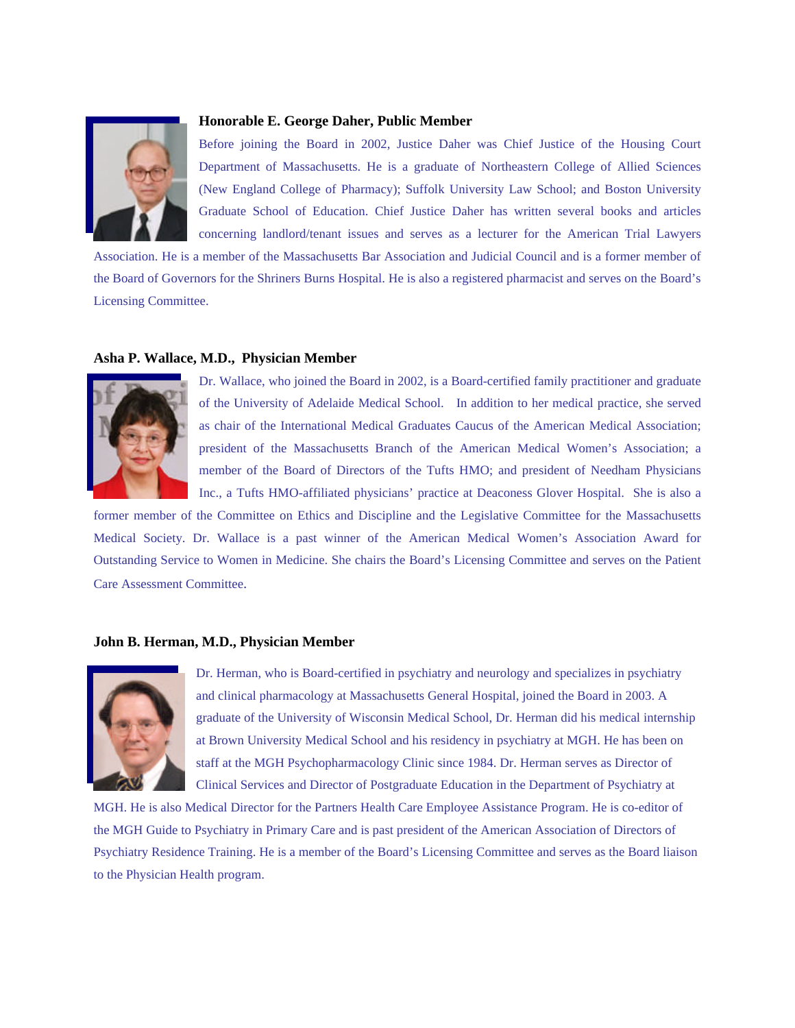**Honorable E. George Daher, Public Member**

Before joining the Board in 2002, Justice Daher was Chief Justice of the Housing Court Department of Massachusetts. He is a graduate of Northeastern College of Allied Sciences (New England College of Pharmacy); Suffolk University Law School; and Boston University Graduate School of Education. Chief Justice Daher has written several books and articles concerning landlord/tenant issues and serves as a lecturer for the American Trial Lawyers Association. He is a member of the Massachusetts Bar Association and Judicial Council and is a former member of the Board of Governors for the Shriners Burns Hospital. He is also a registered pharmacist and serves on the Board's Licensing Committee.

**Asha P. Wallace, M.D., Physician Member**

Dr. Wallace, who joined the Board in 2002, is a Board-certified family practitioner and graduate of the University of Adelaide Medical School. In addition to her medical practice, she served as chair of the International Medical Graduates Caucus of the American Medical Association; president of the Massachusetts Branch of the American Medical Women's Association; a member of the Board of Directors of the Tufts HMO; and president of Needham Physicians Inc., a Tufts HMO-affiliated physicians' practice at Deaconess Glover Hospital. She is also a former member of the Committee on Ethics and Discipline and the Legislative Committee for the Massachusetts Medical Society. Dr. Wallace is a past winner of the American Medical Women's Association Award for Outstanding Service to Women in Medicine. She chairs the Board's Licensing Committee and serves on the Patient Care Assessment Committee.

**John B. Herman, M.D., Physician Member**

Dr. Herman, who is Board-certified in psychiatry and neurology and specializes in psychiatry and clinical pharmacology at Massachusetts General Hospital, joined the Board in 2003. A graduate of the University of Wisconsin Medical School, Dr. Herman did his medical internship at Brown University Medical School and his residency in psychiatry at MGH. He has been on staff at the MGH Psychopharmacology Clinic since 1984. Dr. Herman serves as Director of Clinical Services and Director of Postgraduate Education in the Department of Psychiatry at MGH. He is also Medical Director for the Partners Health Care Employee Assistance Program. He is co-editor of the MGH Guide to Psychiatry in Primary Care and is past president of the American Association of Directors of Psychiatry Residence Training. He is a member of the Board's Licensing Committee and serves as the Board liaison to the Physician Health program.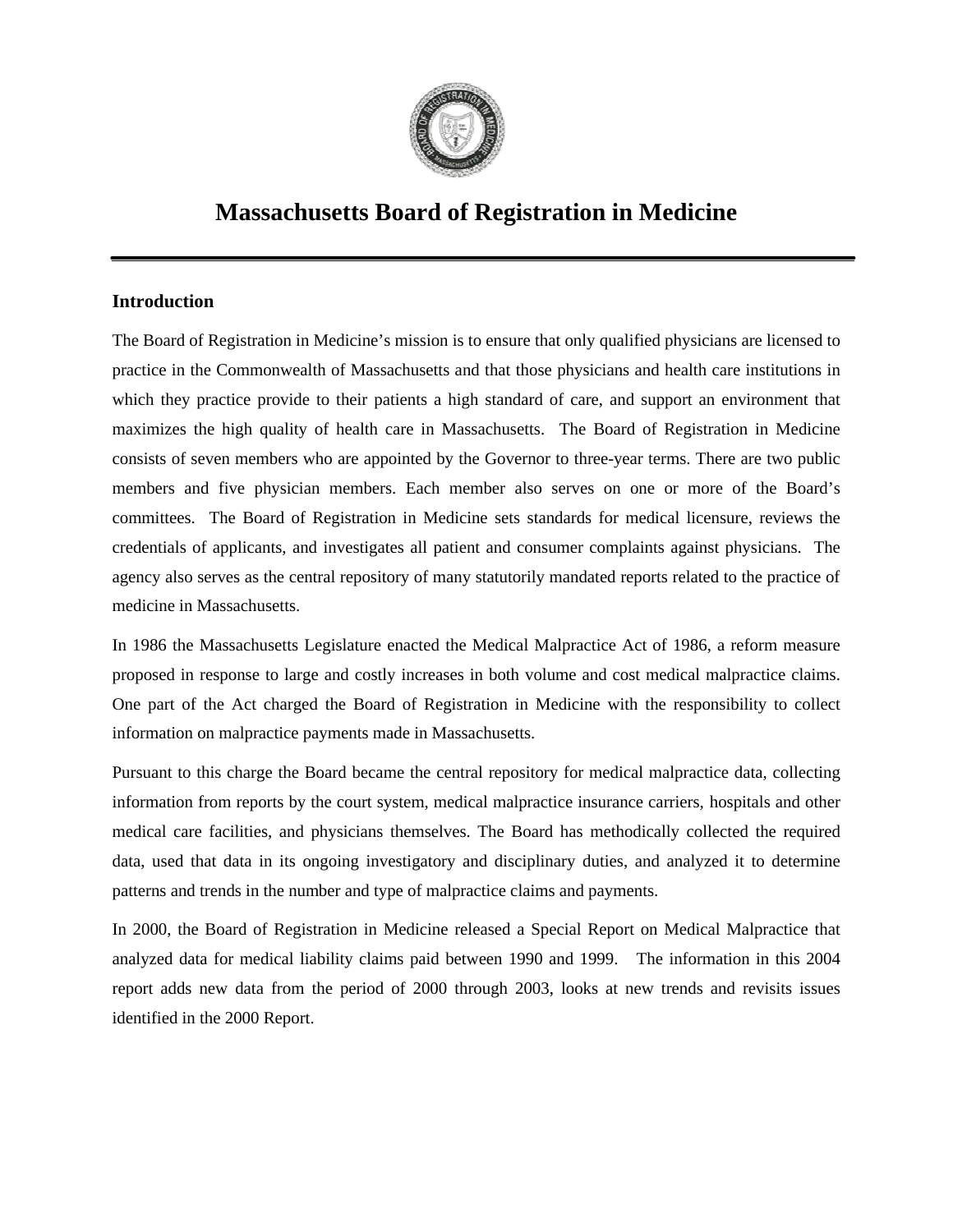# Massachusetts Board of Registration in Medicine

## Introduction

The Board of Registration in Medicine's mission is to ensure that only qualified physicians are licensed to practice in the Commonwealth of Massachusetts and that those physicians and health care institutions in which they practice provide to their patients a high standard of care, and support an environment that maximizes the high quality of health care in Massachusetts. The Board of Registration in Medicine consists of seven members who are appointed by the Governor to three-year terms. There are two public members and five physician members. Each member also serves on one or more of the Board's committees. The Board of Registration in Medicine sets standards for medical licensure, reviews the credentials of applicants, and investigates all patient and consumer complaints against physicians. The agency also serves as the central repository of many statutorily mandated reports related to the practice of medicine in Massachusetts.

In 1986 the Massachusetts Legislature enacted the Medical Malpractice Act of 1986, a reform measure proposed in response to large and costly increases in both volume and cost medical malpractice claims. One part of the Act charged the Board of Registration in Medicine with the responsibility to collect information on malpractice payments made in Massachusetts.

Pursuant to this charge the Board became the central repository for medical malpractice data, collecting information from reports by the court system, medical malpractice insurance carriers, hospitals and other medical care facilities, and physicians themselves. The Board has methodically collected the required data, used that data in its ongoing investigatory and disciplinary duties, and analyzed it to determine patterns and trends in the number and type of malpractice claims and payments.

In 2000, the Board of Registration in Medicine released a Special Report on Medical Malpractice that analyzed data for medical liability claims paid between 1990 and 1999. The information in this 2004 report adds new data from the period of 2000 through 2003, looks at new trends and revisits issues identified in the 2000 Report.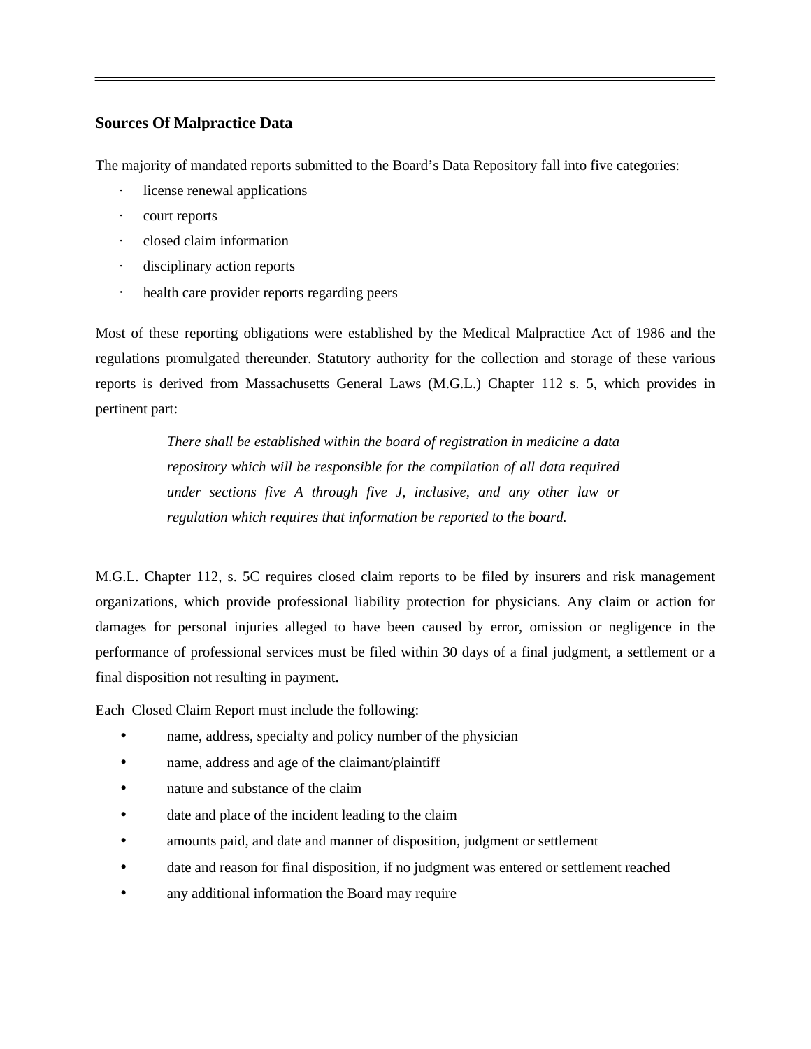## Sources Of Malpractice Data

The majority of mandated reports submitted to the Board's Data Repository fall into five categories:

- license renewal applications
- court reports
- closed claim information
- disciplinary action reports
- health care provider reports regarding peers

Most of these reporting obligations were established by the Medical Malpractice Act of 1986 and the regulations promulgated thereunder. Statutory authority for the collection and storage of these various reports is derived from Massachusetts General Laws (M.G.L.) Chapter 112 s. 5, which provides in pertinent part:

> *There shall be established within the board of registration in medicine a data repository which will be responsible for the compilation of all data required under sections five A through five J, inclusive, and any other law or regulation which requires that information be reported to the board.*

M.G.L. Chapter 112, s. 5C requires closed claim reports to be filed by insurers and risk management organizations, which provide professional liability protection for physicians. Any claim or action for damages for personal injuries alleged to have been caused by error, omission or negligence in the performance of professional services must be filed within 30 days of a final judgment, a settlement or a final disposition not resulting in payment.

Each Closed Claim Report must include the following:

- name, address, specialty and policy number of the physician
- name, address and age of the claimant/plaintiff
- nature and substance of the claim
- date and place of the incident leading to the claim
- amounts paid, and date and manner of disposition, judgment or settlement
- date and reason for final disposition, if no judgment was entered or settlement reached
- any additional information the Board may require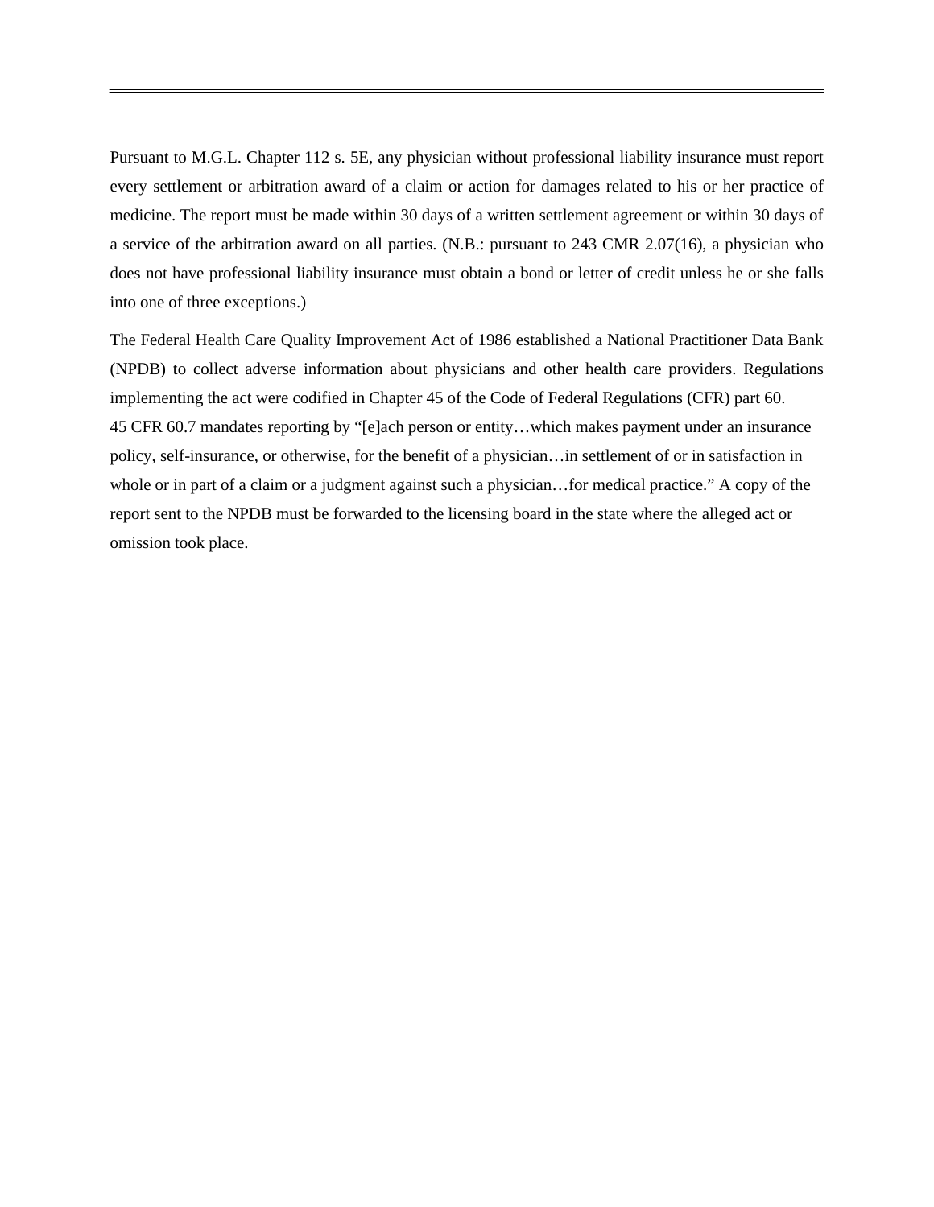Pursuant to M.G.L. Chapter 112 s. 5E, any physician without professional liability insurance must report every settlement or arbitration award of a claim or action for damages related to his or her practice of medicine. The report must be made within 30 days of a written settlement agreement or within 30 days of a service of the arbitration award on all parties. (N.B.: pursuant to 243 CMR 2.07(16), a physician who does not have professional liability insurance must obtain a bond or letter of credit unless he or she falls into one of three exceptions.)

The Federal Health Care Quality Improvement Act of 1986 established a National Practitioner Data Bank (NPDB) to collect adverse information about physicians and other health care providers. Regulations implementing the act were codified in Chapter 45 of the Code of Federal Regulations (CFR) part 60. 45 CFR 60.7 mandates reporting by "[e]ach person or entity…which makes payment under an insurance policy, self-insurance, or otherwise, for the benefit of a physician…in settlement of or in satisfaction in whole or in part of a claim or a judgment against such a physician…for medical practice." A copy of the report sent to the NPDB must be forwarded to the licensing board in the state where the alleged act or omission took place.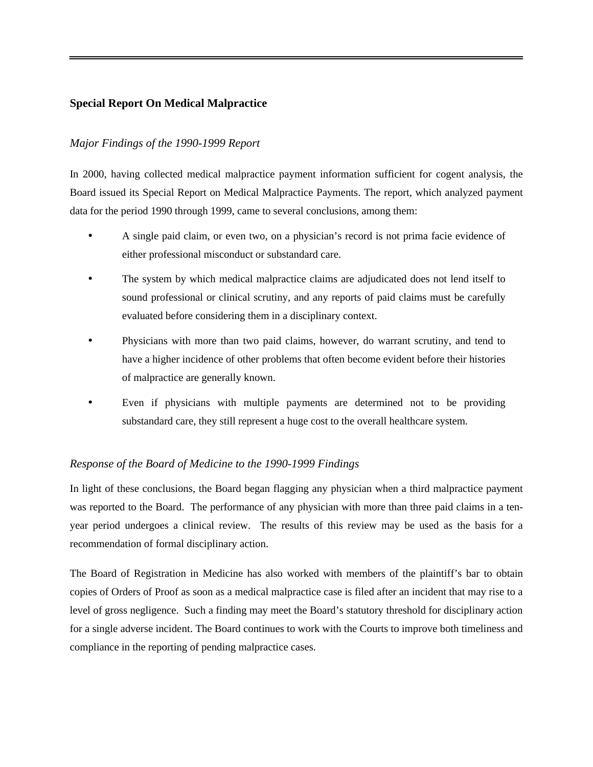## Special Report On Medical Malpractice

### *Major Findings of the 1990-1999 Report*

In 2000, having collected medical malpractice payment information sufficient for cogent analysis, the Board issued its Special Report on Medical Malpractice Payments. The report, which analyzed payment data for the period 1990 through 1999, came to several conclusions, among them:

- A single paid claim, or even two, on a physician's record is not prima facie evidence of either professional misconduct or substandard care.
- The system by which medical malpractice claims are adjudicated does not lend itself to sound professional or clinical scrutiny, and any reports of paid claims must be carefully evaluated before considering them in a disciplinary context.
- Physicians with more than two paid claims, however, do warrant scrutiny, and tend to have a higher incidence of other problems that often become evident before their histories of malpractice are generally known.
- Even if physicians with multiple payments are determined not to be providing substandard care, they still represent a huge cost to the overall healthcare system.

### *Response of the Board of Medicine to the 1990-1999 Findings*

In light of these conclusions, the Board began flagging any physician when a third malpractice payment was reported to the Board. The performance of any physician with more than three paid claims in a ten-year period undergoes a clinical review. The results of this review may be used as the basis for a recommendation of formal disciplinary action.

The Board of Registration in Medicine has also worked with members of the plaintiff's bar to obtain copies of Orders of Proof as soon as a medical malpractice case is filed after an incident that may rise to a level of gross negligence. Such a finding may meet the Board's statutory threshold for disciplinary action for a single adverse incident. The Board continues to work with the Courts to improve both timeliness and compliance in the reporting of pending malpractice cases.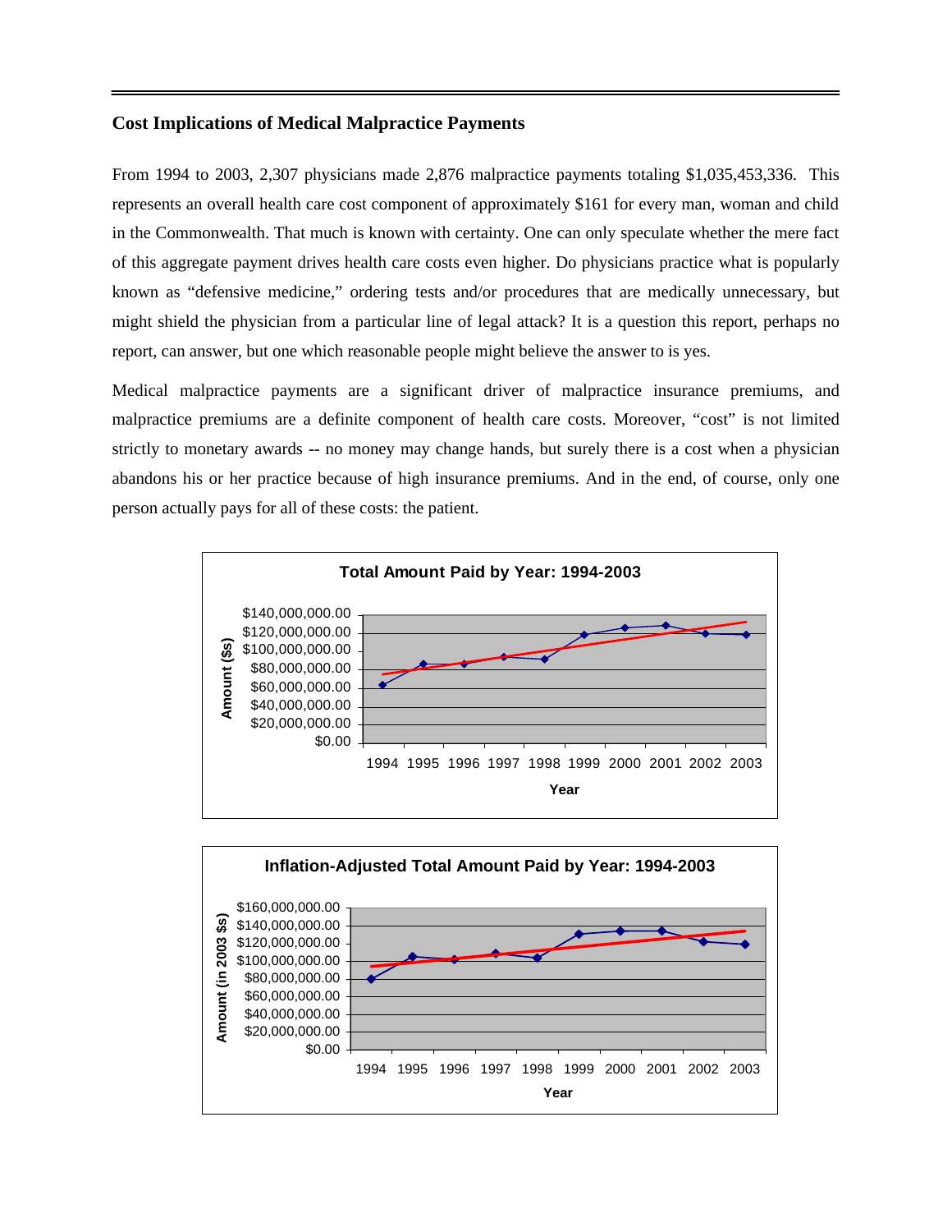### Cost Implications of Medical Malpractice Payments

From 1994 to 2003, 2,307 physicians made 2,876 malpractice payments totaling $1,035,453,336. This represents an overall health care cost component of approximately $161 for every man, woman and child in the Commonwealth. That much is known with certainty. One can only speculate whether the mere fact of this aggregate payment drives health care costs even higher. Do physicians practice what is popularly known as "defensive medicine," ordering tests and/or procedures that are medically unnecessary, but might shield the physician from a particular line of legal attack? It is a question this report, perhaps no report, can answer, but one which reasonable people might believe the answer to is yes.

Medical malpractice payments are a significant driver of malpractice insurance premiums, and malpractice premiums are a definite component of health care costs. Moreover, "cost" is not limited strictly to monetary awards -- no money may change hands, but surely there is a cost when a physician abandons his or her practice because of high insurance premiums. And in the end, of course, only one person actually pays for all of these costs: the patient.

**Total Amount Paid by Year: 1994-2003**

Y-axis: Amount ($s), $0.00 to $140,000,000.00; X-axis: Year, 1994–2003

**Inflation-Adjusted Total Amount Paid by Year: 1994-2003**

Y-axis: Amount (in 2003 $s), $0.00 to $160,000,000.00; X-axis: Year, 1994–2003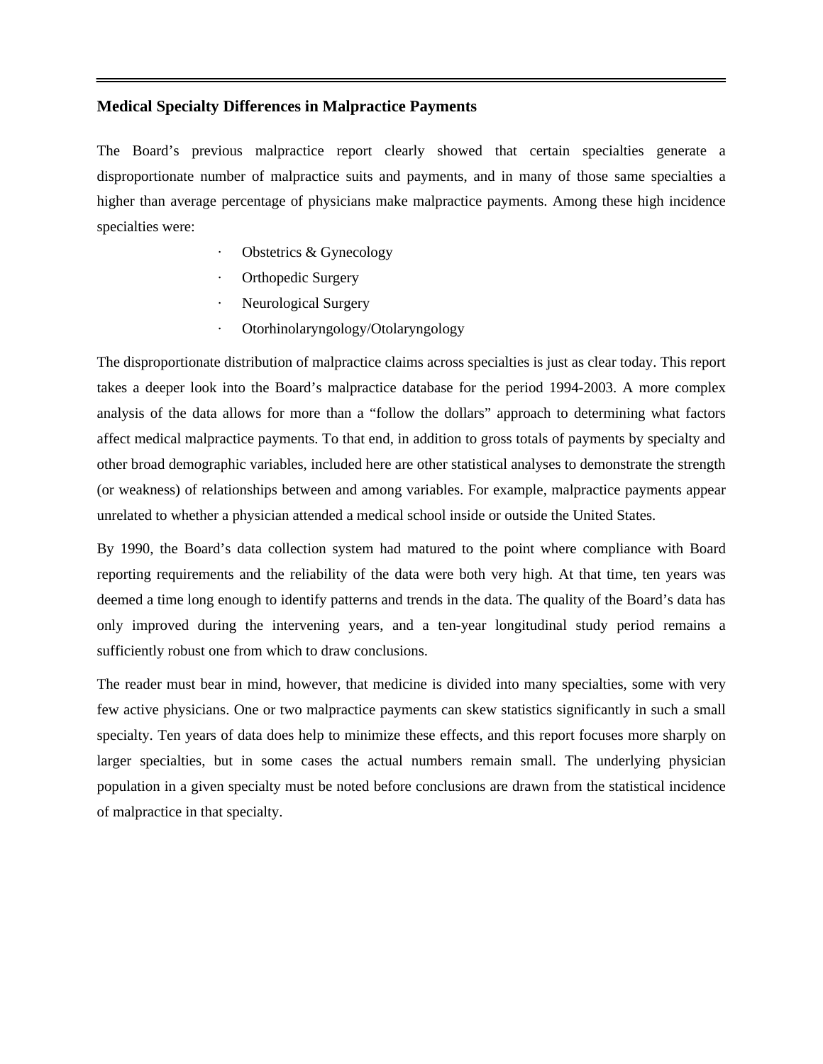## Medical Specialty Differences in Malpractice Payments

The Board's previous malpractice report clearly showed that certain specialties generate a disproportionate number of malpractice suits and payments, and in many of those same specialties a higher than average percentage of physicians make malpractice payments. Among these high incidence specialties were:

- Obstetrics & Gynecology
- Orthopedic Surgery
- Neurological Surgery
- Otorhinolaryngology/Otolaryngology

The disproportionate distribution of malpractice claims across specialties is just as clear today. This report takes a deeper look into the Board's malpractice database for the period 1994-2003. A more complex analysis of the data allows for more than a "follow the dollars" approach to determining what factors affect medical malpractice payments. To that end, in addition to gross totals of payments by specialty and other broad demographic variables, included here are other statistical analyses to demonstrate the strength (or weakness) of relationships between and among variables. For example, malpractice payments appear unrelated to whether a physician attended a medical school inside or outside the United States.

By 1990, the Board's data collection system had matured to the point where compliance with Board reporting requirements and the reliability of the data were both very high. At that time, ten years was deemed a time long enough to identify patterns and trends in the data. The quality of the Board's data has only improved during the intervening years, and a ten-year longitudinal study period remains a sufficiently robust one from which to draw conclusions.

The reader must bear in mind, however, that medicine is divided into many specialties, some with very few active physicians. One or two malpractice payments can skew statistics significantly in such a small specialty. Ten years of data does help to minimize these effects, and this report focuses more sharply on larger specialties, but in some cases the actual numbers remain small. The underlying physician population in a given specialty must be noted before conclusions are drawn from the statistical incidence of malpractice in that specialty.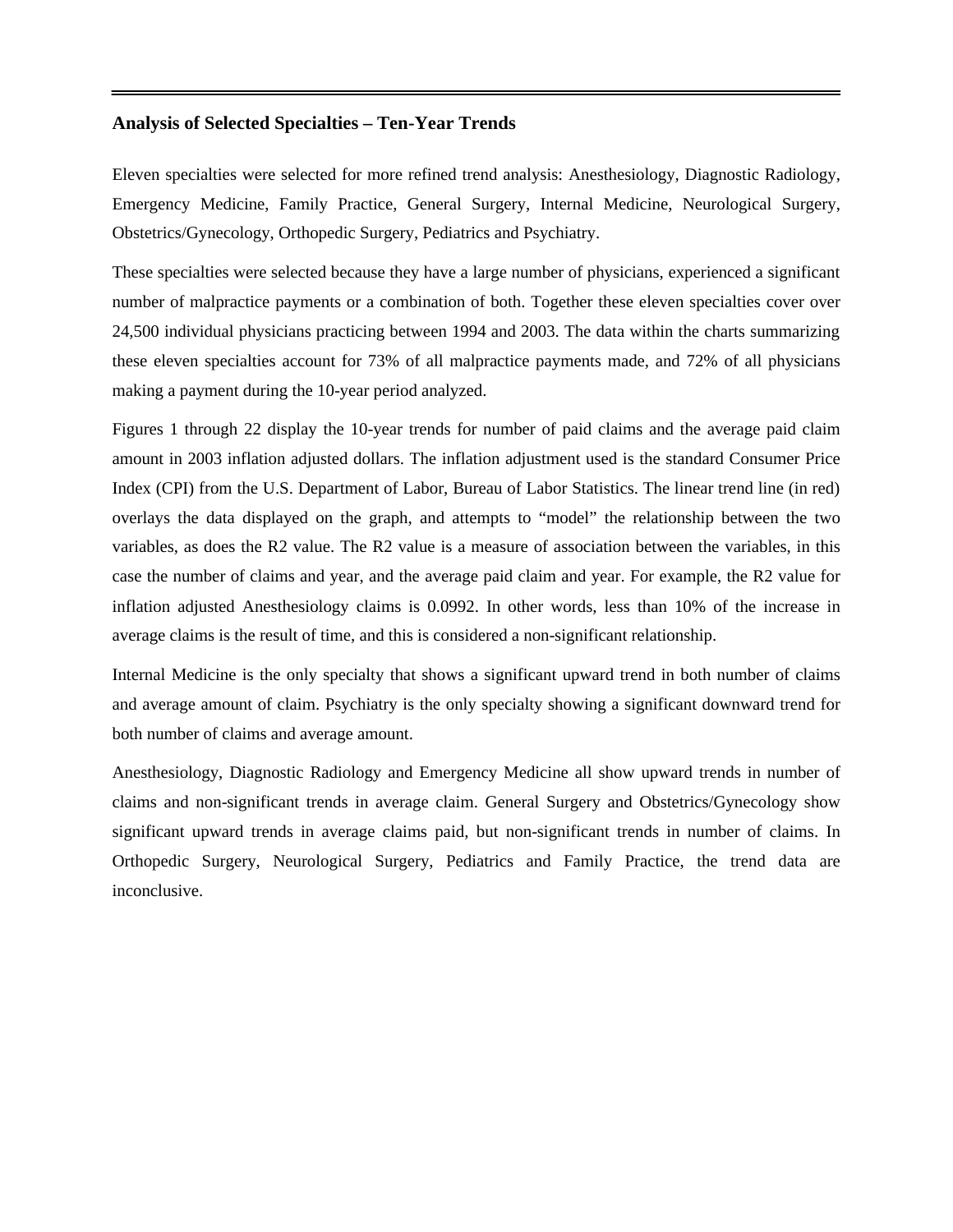## Analysis of Selected Specialties – Ten-Year Trends

Eleven specialties were selected for more refined trend analysis: Anesthesiology, Diagnostic Radiology, Emergency Medicine, Family Practice, General Surgery, Internal Medicine, Neurological Surgery, Obstetrics/Gynecology, Orthopedic Surgery, Pediatrics and Psychiatry.

These specialties were selected because they have a large number of physicians, experienced a significant number of malpractice payments or a combination of both. Together these eleven specialties cover over 24,500 individual physicians practicing between 1994 and 2003. The data within the charts summarizing these eleven specialties account for 73% of all malpractice payments made, and 72% of all physicians making a payment during the 10-year period analyzed.

Figures 1 through 22 display the 10-year trends for number of paid claims and the average paid claim amount in 2003 inflation adjusted dollars. The inflation adjustment used is the standard Consumer Price Index (CPI) from the U.S. Department of Labor, Bureau of Labor Statistics. The linear trend line (in red) overlays the data displayed on the graph, and attempts to "model" the relationship between the two variables, as does the R2 value. The R2 value is a measure of association between the variables, in this case the number of claims and year, and the average paid claim and year. For example, the R2 value for inflation adjusted Anesthesiology claims is 0.0992. In other words, less than 10% of the increase in average claims is the result of time, and this is considered a non-significant relationship.

Internal Medicine is the only specialty that shows a significant upward trend in both number of claims and average amount of claim. Psychiatry is the only specialty showing a significant downward trend for both number of claims and average amount.

Anesthesiology, Diagnostic Radiology and Emergency Medicine all show upward trends in number of claims and non-significant trends in average claim. General Surgery and Obstetrics/Gynecology show significant upward trends in average claims paid, but non-significant trends in number of claims. In Orthopedic Surgery, Neurological Surgery, Pediatrics and Family Practice, the trend data are inconclusive.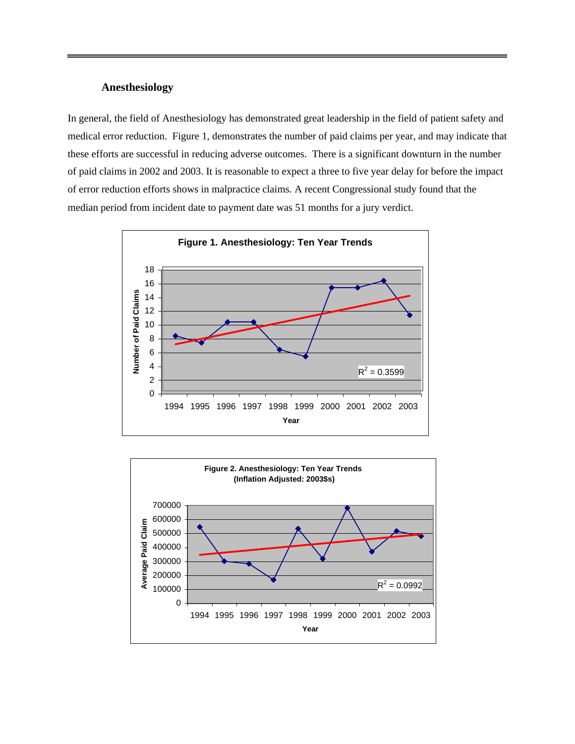## Anesthesiology

In general, the field of Anesthesiology has demonstrated great leadership in the field of patient safety and medical error reduction. Figure 1, demonstrates the number of paid claims per year, and may indicate that these efforts are successful in reducing adverse outcomes. There is a significant downturn in the number of paid claims in 2002 and 2003. It is reasonable to expect a three to five year delay for before the impact of error reduction efforts shows in malpractice claims. A recent Congressional study found that the median period from incident date to payment date was 51 months for a jury verdict.

**Figure 1. Anesthesiology: Ten Year Trends**

**Figure 2. Anesthesiology: Ten Year Trends (Inflation Adjusted: 2003$s)**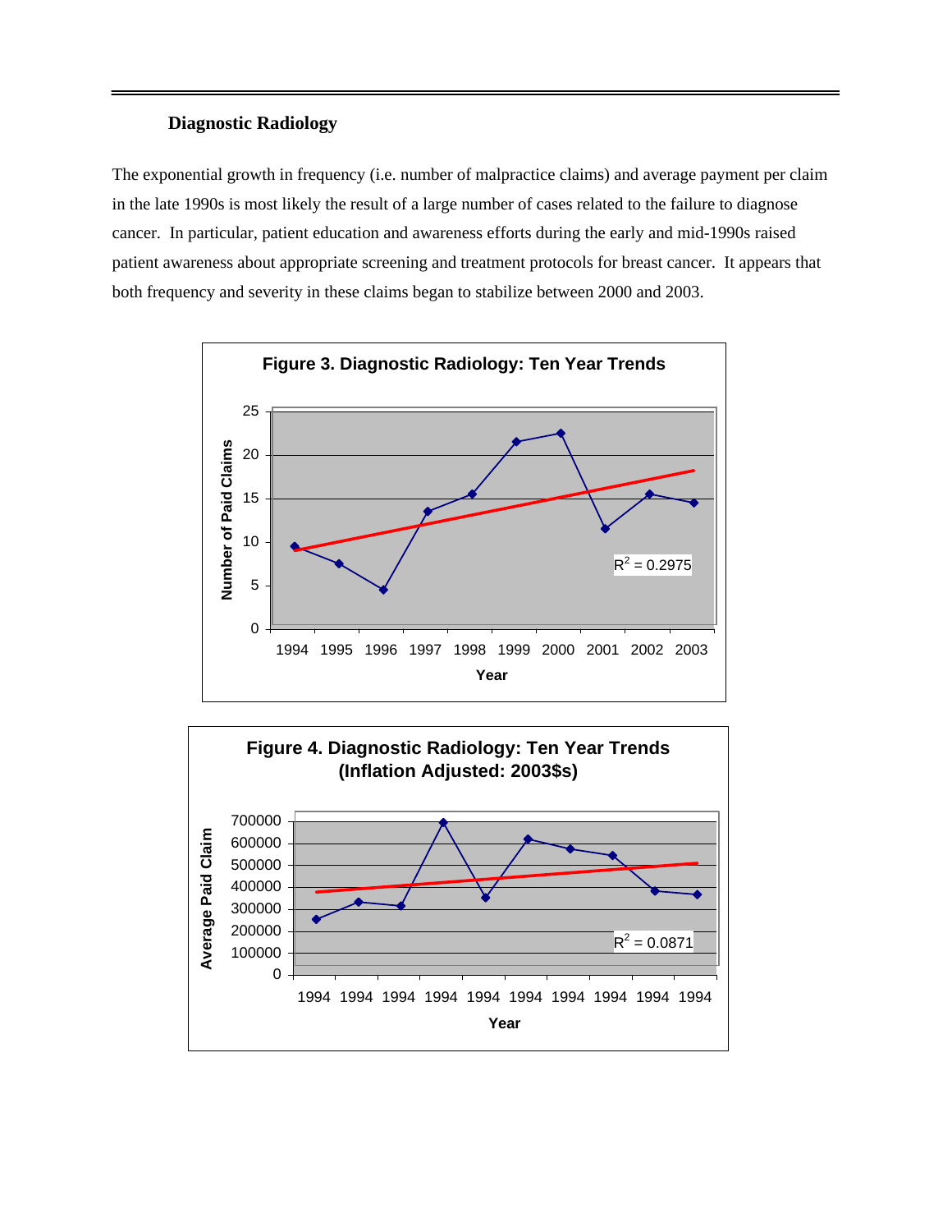### Diagnostic Radiology

The exponential growth in frequency (i.e. number of malpractice claims) and average payment per claim in the late 1990s is most likely the result of a large number of cases related to the failure to diagnose cancer. In particular, patient education and awareness efforts during the early and mid-1990s raised patient awareness about appropriate screening and treatment protocols for breast cancer. It appears that both frequency and severity in these claims began to stabilize between 2000 and 2003.

**Figure 3. Diagnostic Radiology: Ten Year Trends**

Number of Paid Claims by Year (1994–2003); $R^2 = 0.2975$

**Figure 4. Diagnostic Radiology: Ten Year Trends (Inflation Adjusted: 2003$s)**

Average Paid Claim by Year; $R^2 = 0.0871$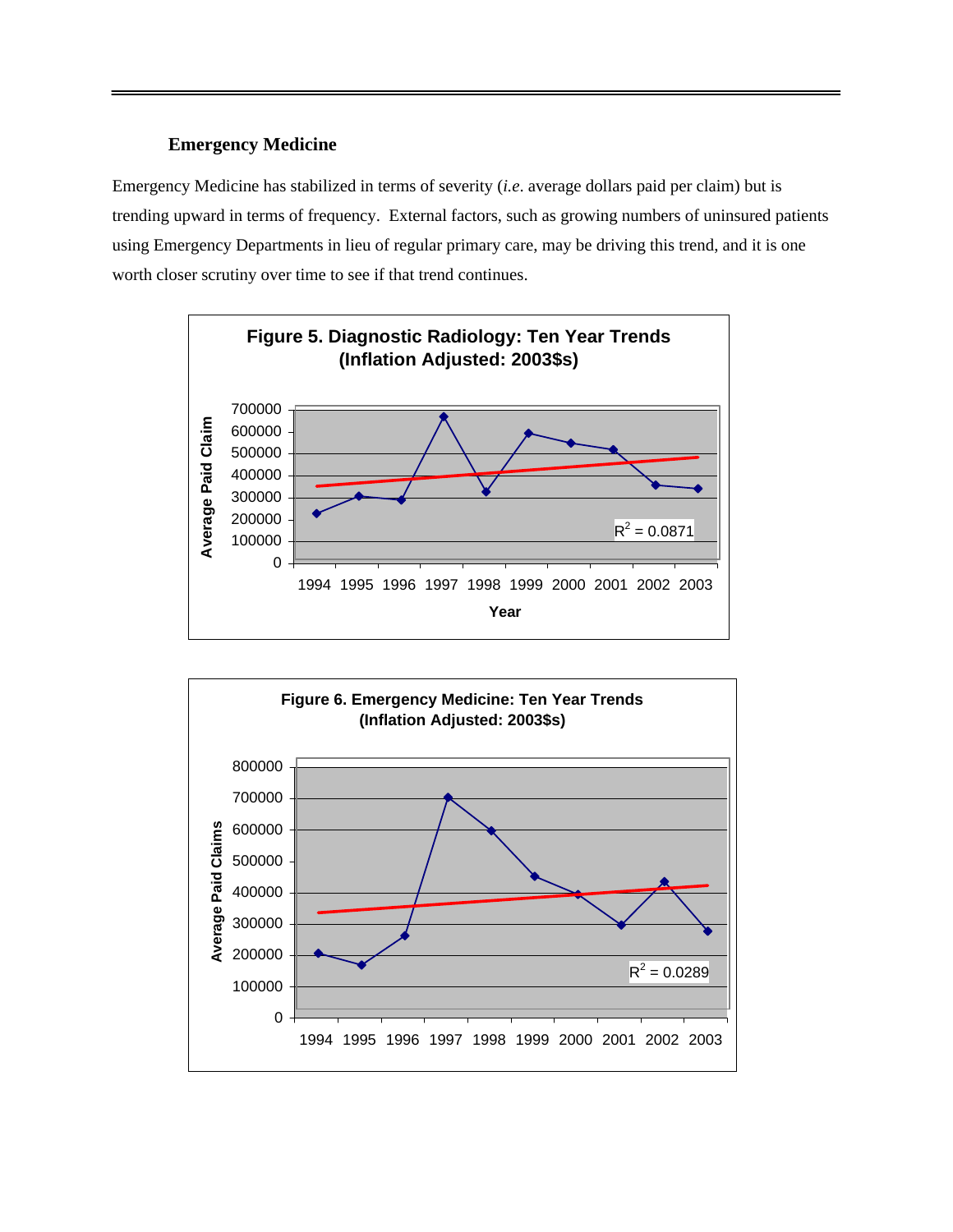### Emergency Medicine

Emergency Medicine has stabilized in terms of severity (*i.e*. average dollars paid per claim) but is trending upward in terms of frequency. External factors, such as growing numbers of uninsured patients using Emergency Departments in lieu of regular primary care, may be driving this trend, and it is one worth closer scrutiny over time to see if that trend continues.

**Figure 5. Diagnostic Radiology: Ten Year Trends (Inflation Adjusted: 2003$s)**

Y-axis: Average Paid Claim (0–700000); X-axis: Year (1994–2003); $R^2 = 0.0871$

**Figure 6. Emergency Medicine: Ten Year Trends (Inflation Adjusted: 2003$s)**

Y-axis: Average Paid Claims (0–800000); X-axis: 1994–2003; $R^2 = 0.0289$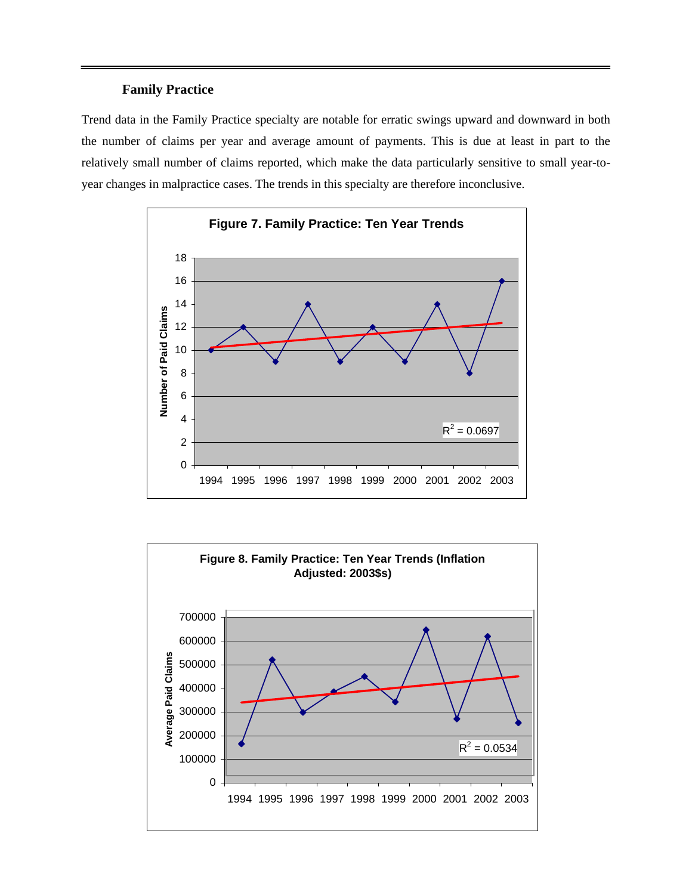### Family Practice

Trend data in the Family Practice specialty are notable for erratic swings upward and downward in both the number of claims per year and average amount of payments. This is due at least in part to the relatively small number of claims reported, which make the data particularly sensitive to small year-to-year changes in malpractice cases. The trends in this specialty are therefore inconclusive.

**Figure 7. Family Practice: Ten Year Trends**

Number of Paid Claims

$R^2 = 0.0697$

1994 1995 1996 1997 1998 1999 2000 2001 2002 2003

**Figure 8. Family Practice: Ten Year Trends (Inflation Adjusted: 2003$s)**

Average Paid Claims

$R^2 = 0.0534$

1994 1995 1996 1997 1998 1999 2000 2001 2002 2003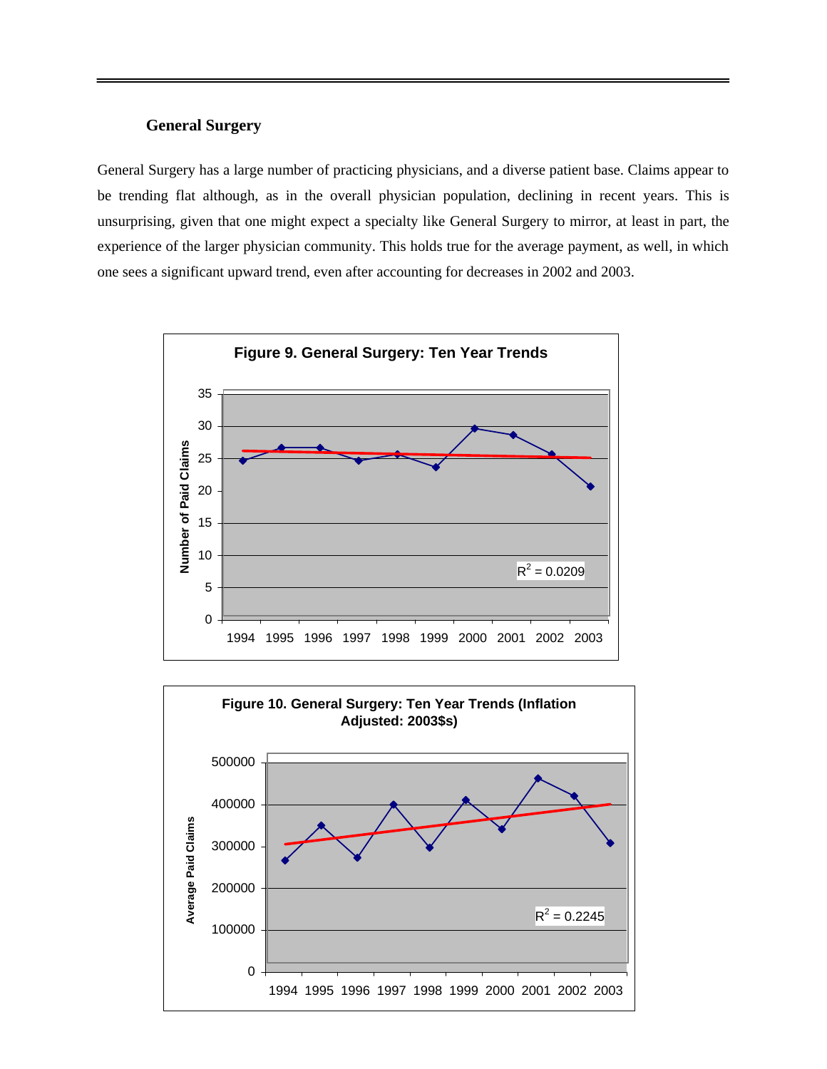## General Surgery

General Surgery has a large number of practicing physicians, and a diverse patient base. Claims appear to be trending flat although, as in the overall physician population, declining in recent years. This is unsurprising, given that one might expect a specialty like General Surgery to mirror, at least in part, the experience of the larger physician community. This holds true for the average payment, as well, in which one sees a significant upward trend, even after accounting for decreases in 2002 and 2003.

**Figure 9. General Surgery: Ten Year Trends**

Number of Paid Claims

$R^2 = 0.0209$

**Figure 10. General Surgery: Ten Year Trends (Inflation Adjusted: 2003$s)**

Average Paid Claims

$R^2 = 0.2245$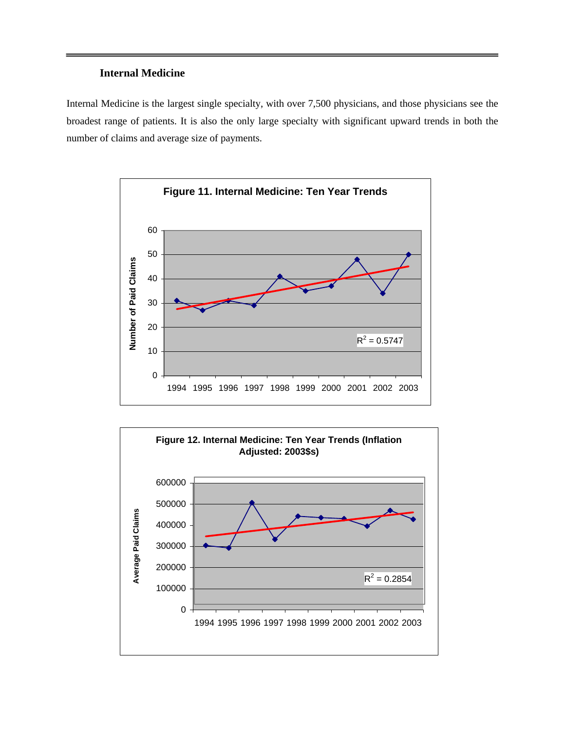### Internal Medicine

Internal Medicine is the largest single specialty, with over 7,500 physicians, and those physicians see the broadest range of patients. It is also the only large specialty with significant upward trends in both the number of claims and average size of payments.

**Figure 11. Internal Medicine: Ten Year Trends**

**Figure 12. Internal Medicine: Ten Year Trends (Inflation Adjusted: 2003$s)**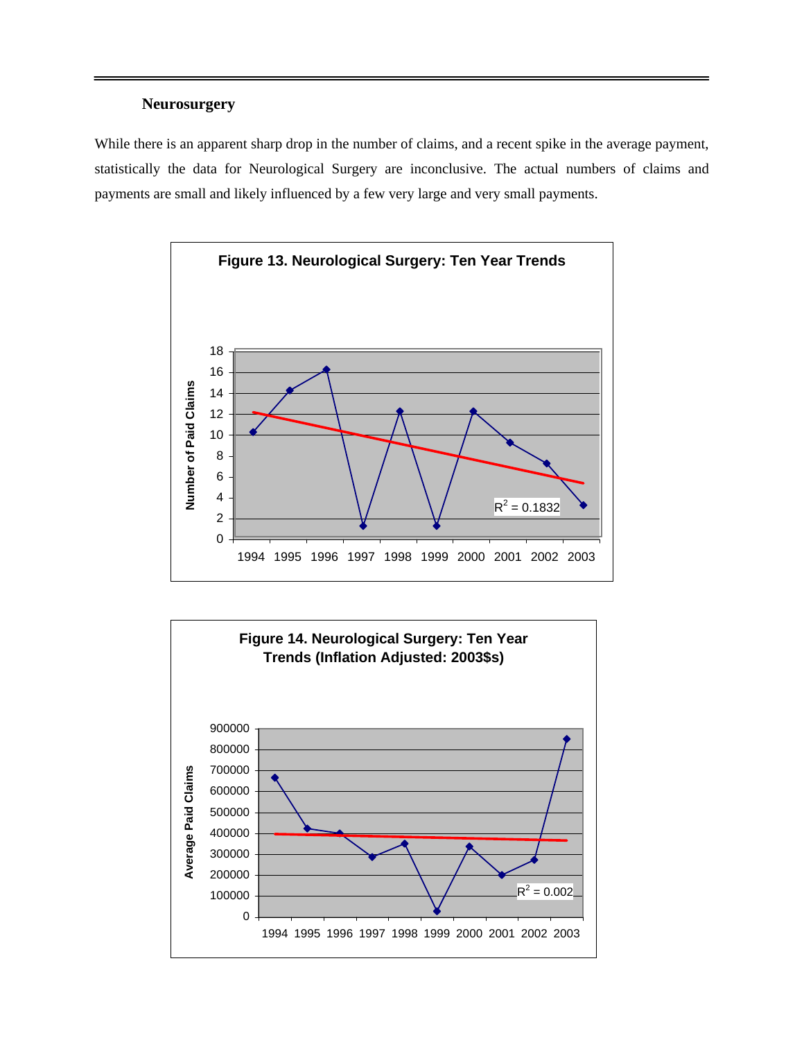### Neurosurgery

While there is an apparent sharp drop in the number of claims, and a recent spike in the average payment, statistically the data for Neurological Surgery are inconclusive. The actual numbers of claims and payments are small and likely influenced by a few very large and very small payments.

**Figure 13. Neurological Surgery: Ten Year Trends**

**Figure 14. Neurological Surgery: Ten Year Trends (Inflation Adjusted: 2003$s)**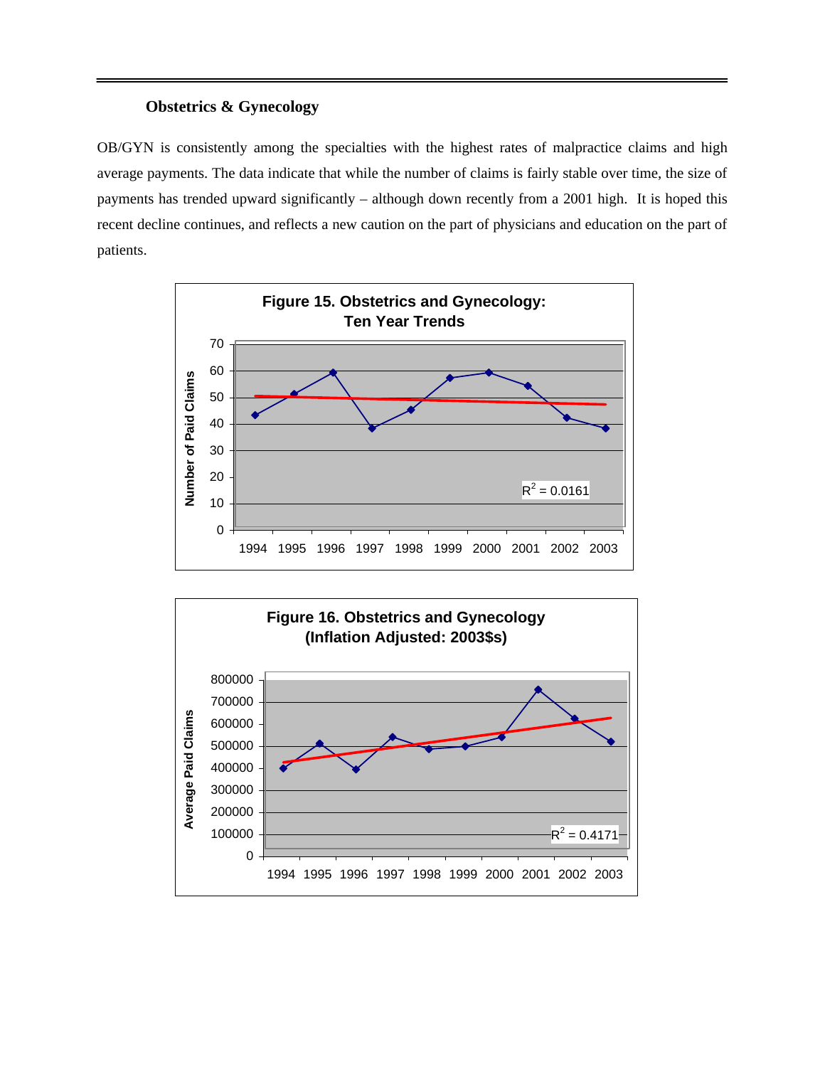### Obstetrics & Gynecology

OB/GYN is consistently among the specialties with the highest rates of malpractice claims and high average payments. The data indicate that while the number of claims is fairly stable over time, the size of payments has trended upward significantly – although down recently from a 2001 high. It is hoped this recent decline continues, and reflects a new caution on the part of physicians and education on the part of patients.

**Figure 15. Obstetrics and Gynecology: Ten Year Trends**

$R^2 = 0.0161$

**Figure 16. Obstetrics and Gynecology (Inflation Adjusted: 2003$s)**

$R^2 = 0.4171$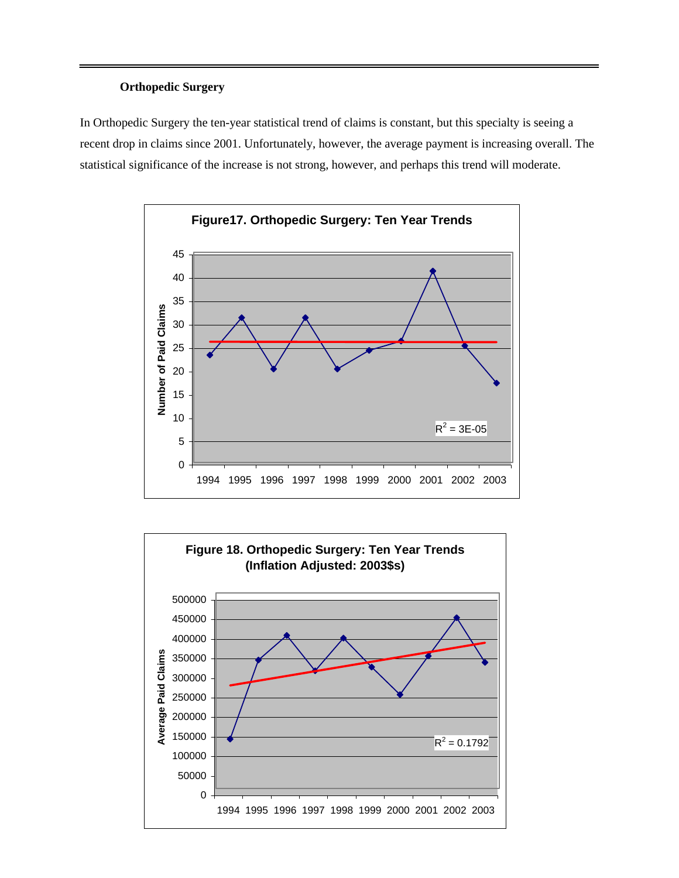### Orthopedic Surgery

In Orthopedic Surgery the ten-year statistical trend of claims is constant, but this specialty is seeing a recent drop in claims since 2001. Unfortunately, however, the average payment is increasing overall. The statistical significance of the increase is not strong, however, and perhaps this trend will moderate.

**Figure17. Orthopedic Surgery: Ten Year Trends**

**Figure 18. Orthopedic Surgery: Ten Year Trends (Inflation Adjusted: 2003$s)**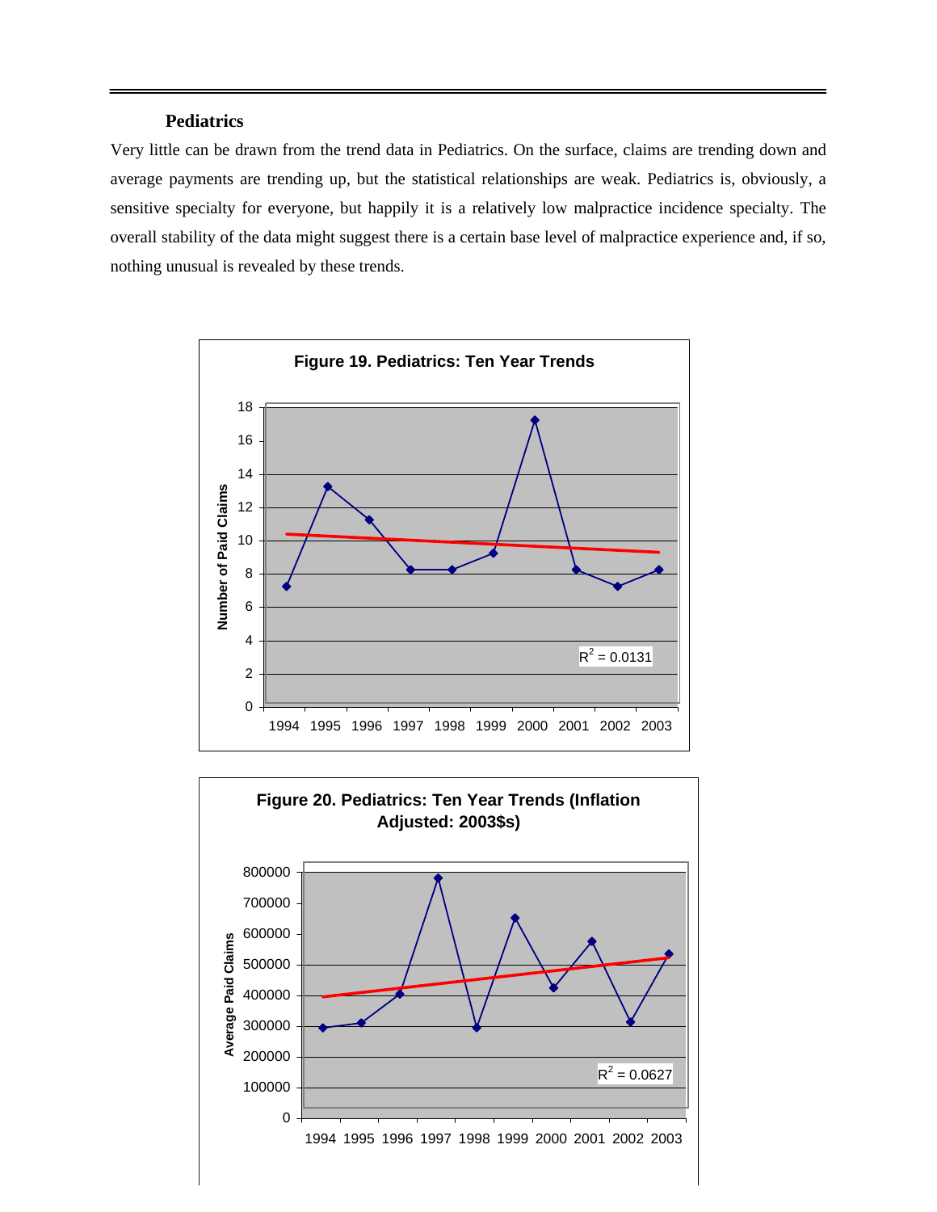### Pediatrics

Very little can be drawn from the trend data in Pediatrics. On the surface, claims are trending down and average payments are trending up, but the statistical relationships are weak. Pediatrics is, obviously, a sensitive specialty for everyone, but happily it is a relatively low malpractice incidence specialty. The overall stability of the data might suggest there is a certain base level of malpractice experience and, if so, nothing unusual is revealed by these trends.

**Figure 19. Pediatrics: Ten Year Trends**

$R^2 = 0.0131$

**Figure 20. Pediatrics: Ten Year Trends (Inflation Adjusted: 2003$s)**

$R^2 = 0.0627$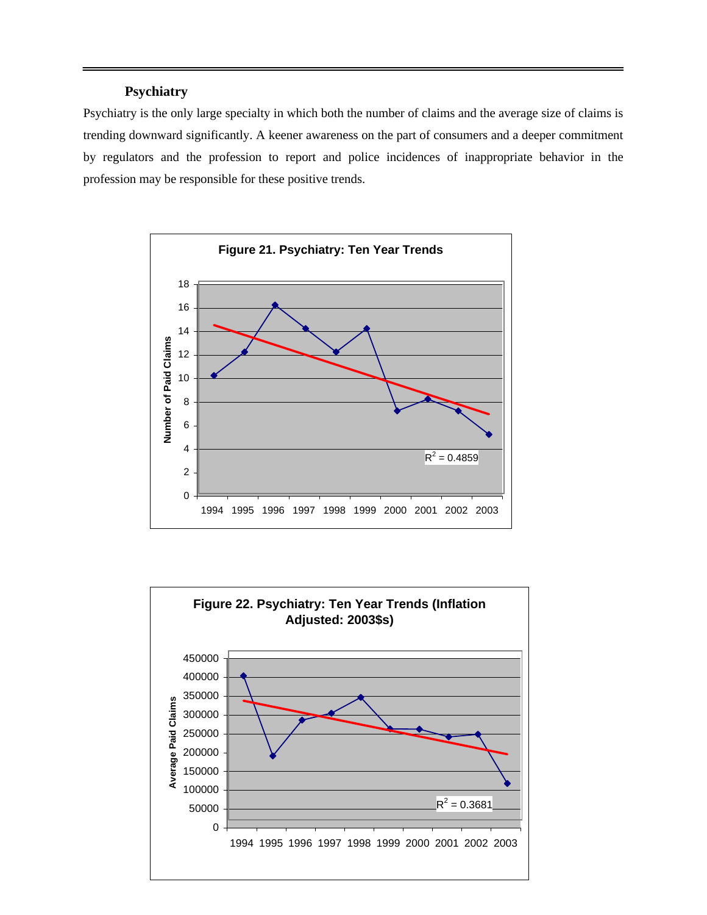### Psychiatry

Psychiatry is the only large specialty in which both the number of claims and the average size of claims is trending downward significantly. A keener awareness on the part of consumers and a deeper commitment by regulators and the profession to report and police incidences of inappropriate behavior in the profession may be responsible for these positive trends.

**Figure 21. Psychiatry: Ten Year Trends**

**Figure 22. Psychiatry: Ten Year Trends (Inflation Adjusted: 2003$s)**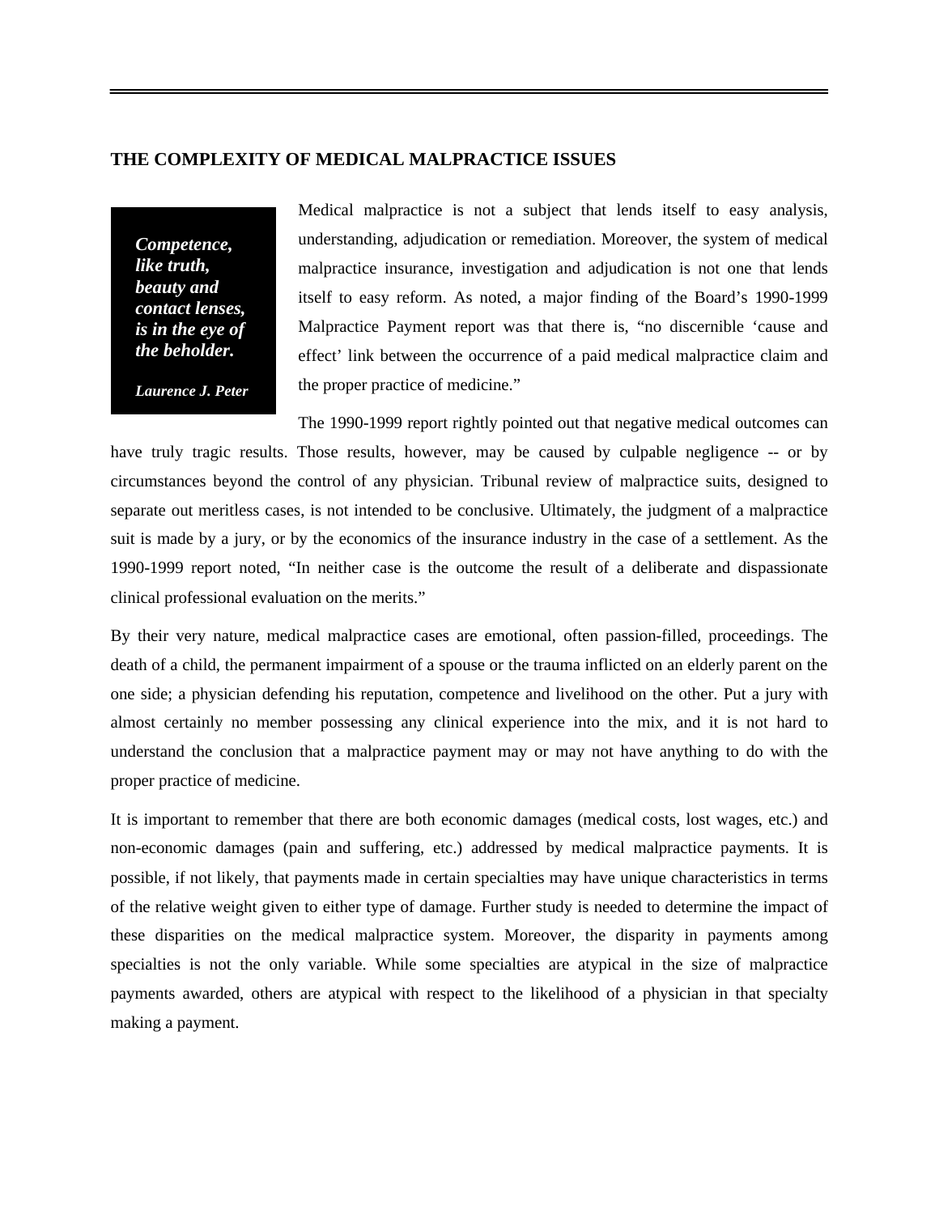## THE COMPLEXITY OF MEDICAL MALPRACTICE ISSUES

> ***Competence, like truth, beauty and contact lenses, is in the eye of the beholder.***
>
> ***Laurence J. Peter***

Medical malpractice is not a subject that lends itself to easy analysis, understanding, adjudication or remediation. Moreover, the system of medical malpractice insurance, investigation and adjudication is not one that lends itself to easy reform. As noted, a major finding of the Board's 1990-1999 Malpractice Payment report was that there is, "no discernible 'cause and effect' link between the occurrence of a paid medical malpractice claim and the proper practice of medicine."

The 1990-1999 report rightly pointed out that negative medical outcomes can have truly tragic results. Those results, however, may be caused by culpable negligence -- or by circumstances beyond the control of any physician. Tribunal review of malpractice suits, designed to separate out meritless cases, is not intended to be conclusive. Ultimately, the judgment of a malpractice suit is made by a jury, or by the economics of the insurance industry in the case of a settlement. As the 1990-1999 report noted, "In neither case is the outcome the result of a deliberate and dispassionate clinical professional evaluation on the merits."

By their very nature, medical malpractice cases are emotional, often passion-filled, proceedings. The death of a child, the permanent impairment of a spouse or the trauma inflicted on an elderly parent on the one side; a physician defending his reputation, competence and livelihood on the other. Put a jury with almost certainly no member possessing any clinical experience into the mix, and it is not hard to understand the conclusion that a malpractice payment may or may not have anything to do with the proper practice of medicine.

It is important to remember that there are both economic damages (medical costs, lost wages, etc.) and non-economic damages (pain and suffering, etc.) addressed by medical malpractice payments. It is possible, if not likely, that payments made in certain specialties may have unique characteristics in terms of the relative weight given to either type of damage. Further study is needed to determine the impact of these disparities on the medical malpractice system. Moreover, the disparity in payments among specialties is not the only variable. While some specialties are atypical in the size of malpractice payments awarded, others are atypical with respect to the likelihood of a physician in that specialty making a payment.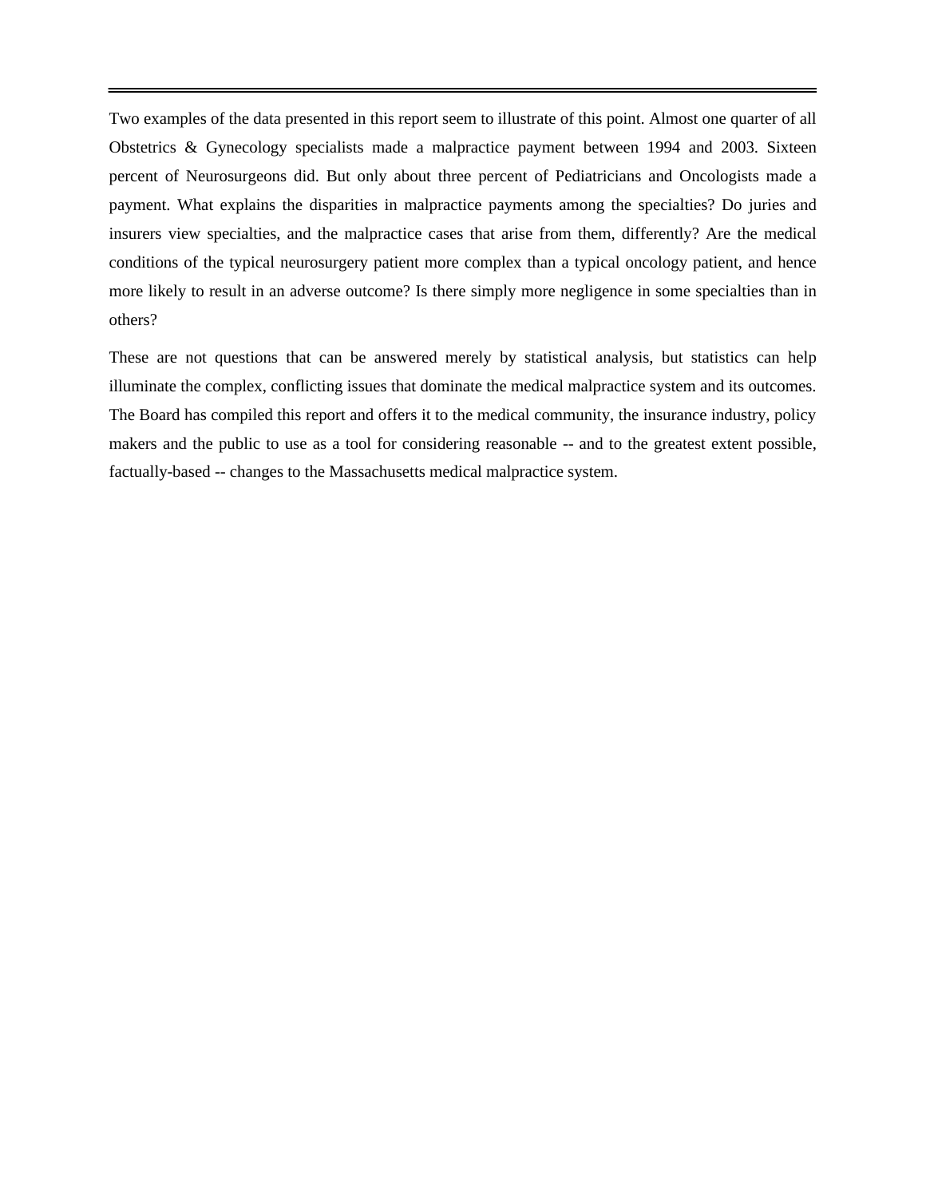Two examples of the data presented in this report seem to illustrate of this point. Almost one quarter of all Obstetrics & Gynecology specialists made a malpractice payment between 1994 and 2003. Sixteen percent of Neurosurgeons did. But only about three percent of Pediatricians and Oncologists made a payment. What explains the disparities in malpractice payments among the specialties? Do juries and insurers view specialties, and the malpractice cases that arise from them, differently? Are the medical conditions of the typical neurosurgery patient more complex than a typical oncology patient, and hence more likely to result in an adverse outcome? Is there simply more negligence in some specialties than in others?

These are not questions that can be answered merely by statistical analysis, but statistics can help illuminate the complex, conflicting issues that dominate the medical malpractice system and its outcomes. The Board has compiled this report and offers it to the medical community, the insurance industry, policy makers and the public to use as a tool for considering reasonable -- and to the greatest extent possible, factually-based -- changes to the Massachusetts medical malpractice system.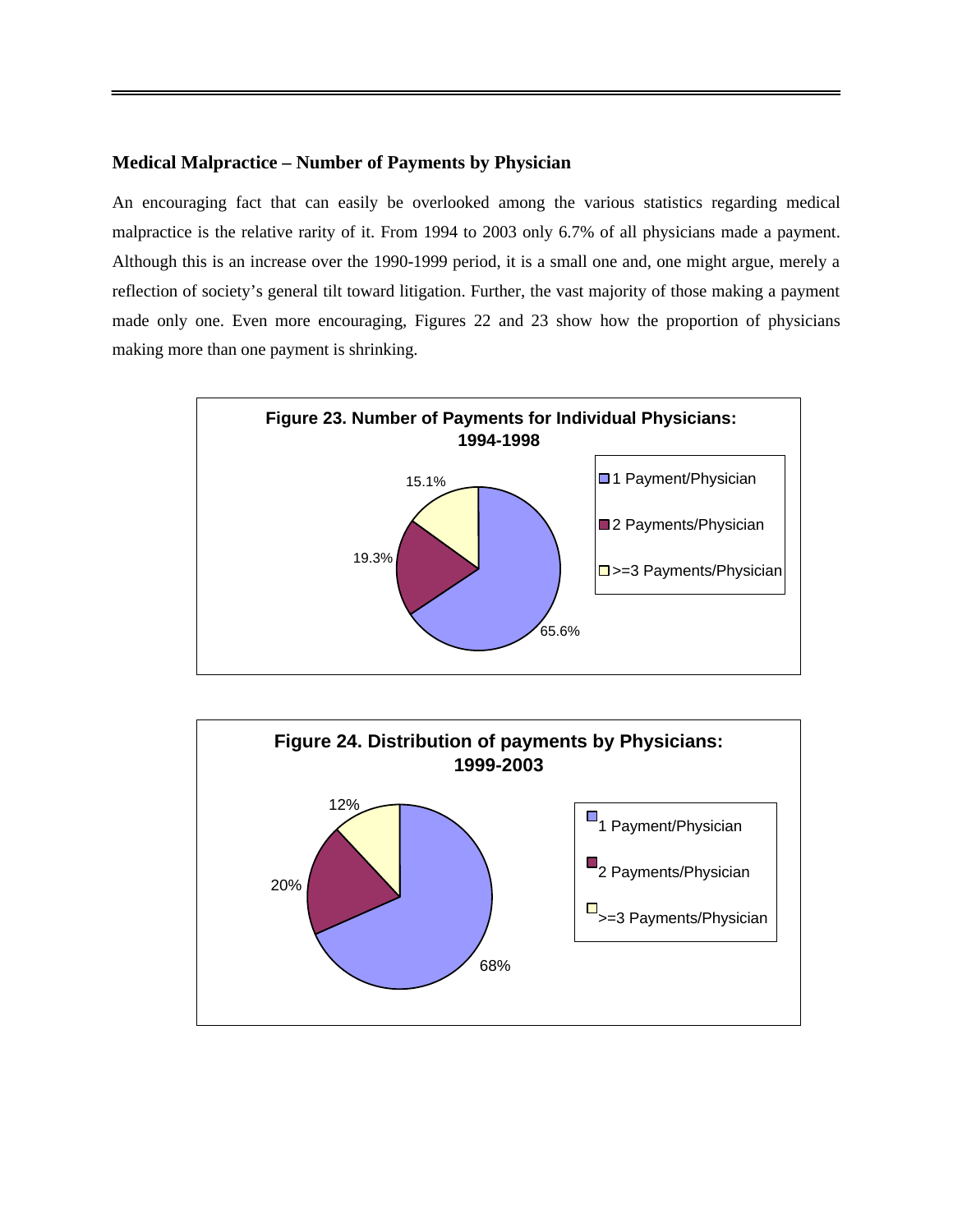## Medical Malpractice – Number of Payments by Physician

An encouraging fact that can easily be overlooked among the various statistics regarding medical malpractice is the relative rarity of it. From 1994 to 2003 only 6.7% of all physicians made a payment. Although this is an increase over the 1990-1999 period, it is a small one and, one might argue, merely a reflection of society's general tilt toward litigation. Further, the vast majority of those making a payment made only one. Even more encouraging, Figures 22 and 23 show how the proportion of physicians making more than one payment is shrinking.

**Figure 23. Number of Payments for Individual Physicians: 1994-1998**

| Category | Percent |
|---|---|
| 1 Payment/Physician | 65.6% |
| 2 Payments/Physician | 19.3% |
| >=3 Payments/Physician | 15.1% |

**Figure 24. Distribution of payments by Physicians: 1999-2003**

| Category | Percent |
|---|---|
| 1 Payment/Physician | 68% |
| 2 Payments/Physician | 20% |
| >=3 Payments/Physician | 12% |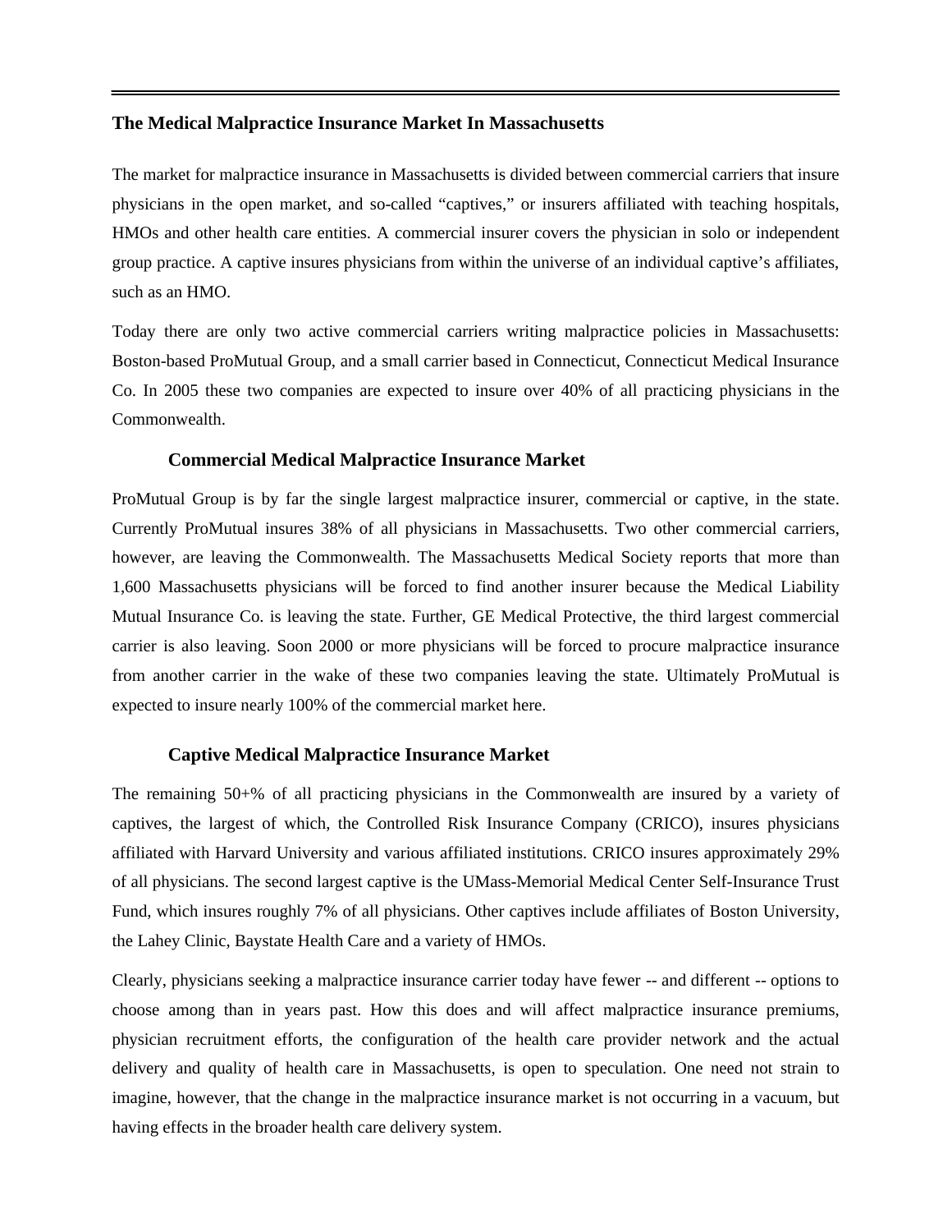## The Medical Malpractice Insurance Market In Massachusetts

The market for malpractice insurance in Massachusetts is divided between commercial carriers that insure physicians in the open market, and so-called "captives," or insurers affiliated with teaching hospitals, HMOs and other health care entities. A commercial insurer covers the physician in solo or independent group practice. A captive insures physicians from within the universe of an individual captive's affiliates, such as an HMO.

Today there are only two active commercial carriers writing malpractice policies in Massachusetts: Boston-based ProMutual Group, and a small carrier based in Connecticut, Connecticut Medical Insurance Co. In 2005 these two companies are expected to insure over 40% of all practicing physicians in the Commonwealth.

### Commercial Medical Malpractice Insurance Market

ProMutual Group is by far the single largest malpractice insurer, commercial or captive, in the state. Currently ProMutual insures 38% of all physicians in Massachusetts. Two other commercial carriers, however, are leaving the Commonwealth. The Massachusetts Medical Society reports that more than 1,600 Massachusetts physicians will be forced to find another insurer because the Medical Liability Mutual Insurance Co. is leaving the state. Further, GE Medical Protective, the third largest commercial carrier is also leaving. Soon 2000 or more physicians will be forced to procure malpractice insurance from another carrier in the wake of these two companies leaving the state. Ultimately ProMutual is expected to insure nearly 100% of the commercial market here.

### Captive Medical Malpractice Insurance Market

The remaining 50+% of all practicing physicians in the Commonwealth are insured by a variety of captives, the largest of which, the Controlled Risk Insurance Company (CRICO), insures physicians affiliated with Harvard University and various affiliated institutions. CRICO insures approximately 29% of all physicians. The second largest captive is the UMass-Memorial Medical Center Self-Insurance Trust Fund, which insures roughly 7% of all physicians. Other captives include affiliates of Boston University, the Lahey Clinic, Baystate Health Care and a variety of HMOs.

Clearly, physicians seeking a malpractice insurance carrier today have fewer -- and different -- options to choose among than in years past. How this does and will affect malpractice insurance premiums, physician recruitment efforts, the configuration of the health care provider network and the actual delivery and quality of health care in Massachusetts, is open to speculation. One need not strain to imagine, however, that the change in the malpractice insurance market is not occurring in a vacuum, but having effects in the broader health care delivery system.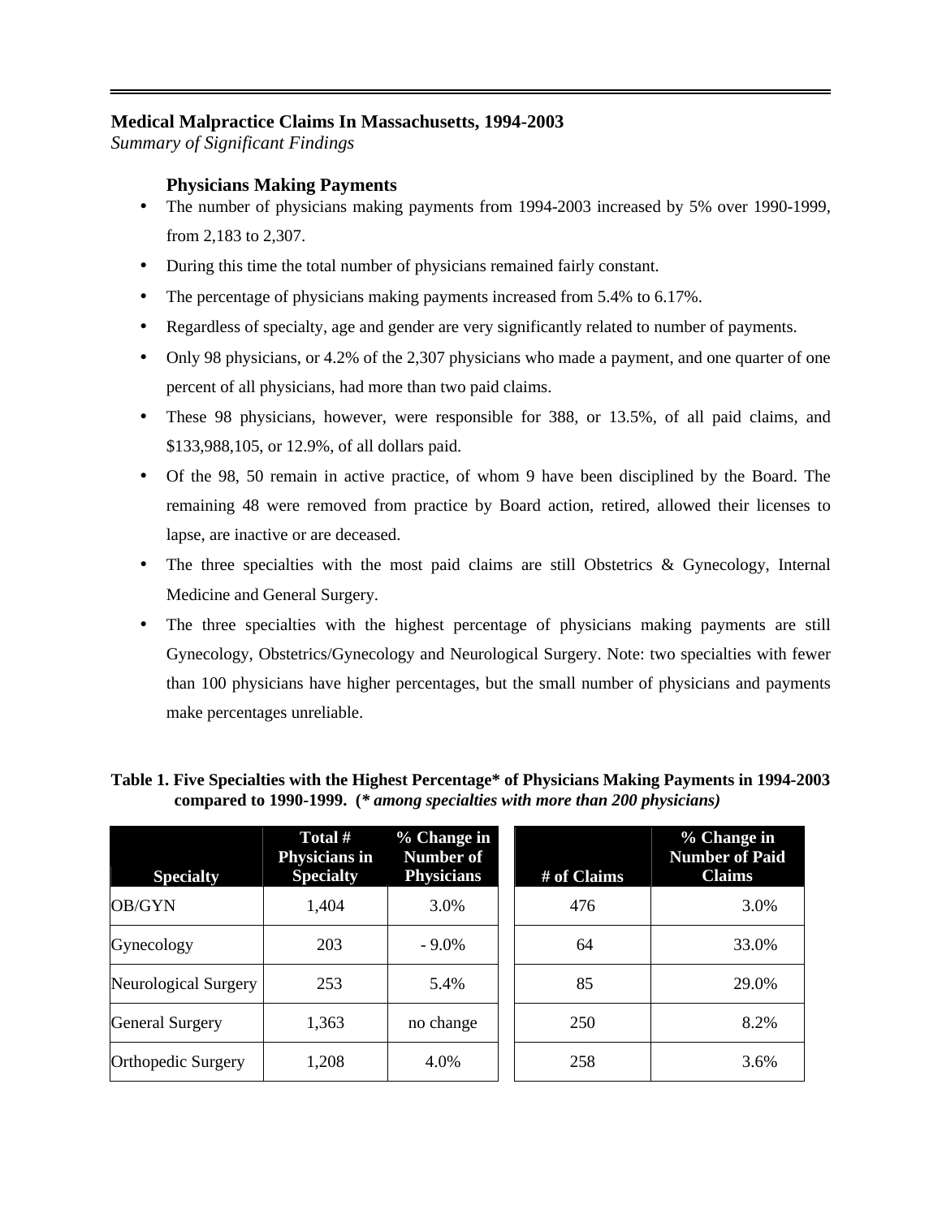**Medical Malpractice Claims In Massachusetts, 1994-2003**
*Summary of Significant Findings*

### Physicians Making Payments

- The number of physicians making payments from 1994-2003 increased by 5% over 1990-1999, from 2,183 to 2,307.
- During this time the total number of physicians remained fairly constant.
- The percentage of physicians making payments increased from 5.4% to 6.17%.
- Regardless of specialty, age and gender are very significantly related to number of payments.
- Only 98 physicians, or 4.2% of the 2,307 physicians who made a payment, and one quarter of one percent of all physicians, had more than two paid claims.
- These 98 physicians, however, were responsible for 388, or 13.5%, of all paid claims, and $133,988,105, or 12.9%, of all dollars paid.
- Of the 98, 50 remain in active practice, of whom 9 have been disciplined by the Board. The remaining 48 were removed from practice by Board action, retired, allowed their licenses to lapse, are inactive or are deceased.
- The three specialties with the most paid claims are still Obstetrics & Gynecology, Internal Medicine and General Surgery.
- The three specialties with the highest percentage of physicians making payments are still Gynecology, Obstetrics/Gynecology and Neurological Surgery. Note: two specialties with fewer than 100 physicians have higher percentages, but the small number of physicians and payments make percentages unreliable.

**Table 1. Five Specialties with the Highest Percentage\* of Physicians Making Payments in 1994-2003 compared to 1990-1999. (*\* among specialties with more than 200 physicians)***

| Specialty | Total # Physicians in Specialty | % Change in Number of Physicians | # of Claims | % Change in Number of Paid Claims |
|---|---|---|---|---|
| OB/GYN | 1,404 | 3.0% | 476 | 3.0% |
| Gynecology | 203 | - 9.0% | 64 | 33.0% |
| Neurological Surgery | 253 | 5.4% | 85 | 29.0% |
| General Surgery | 1,363 | no change | 250 | 8.2% |
| Orthopedic Surgery | 1,208 | 4.0% | 258 | 3.6% |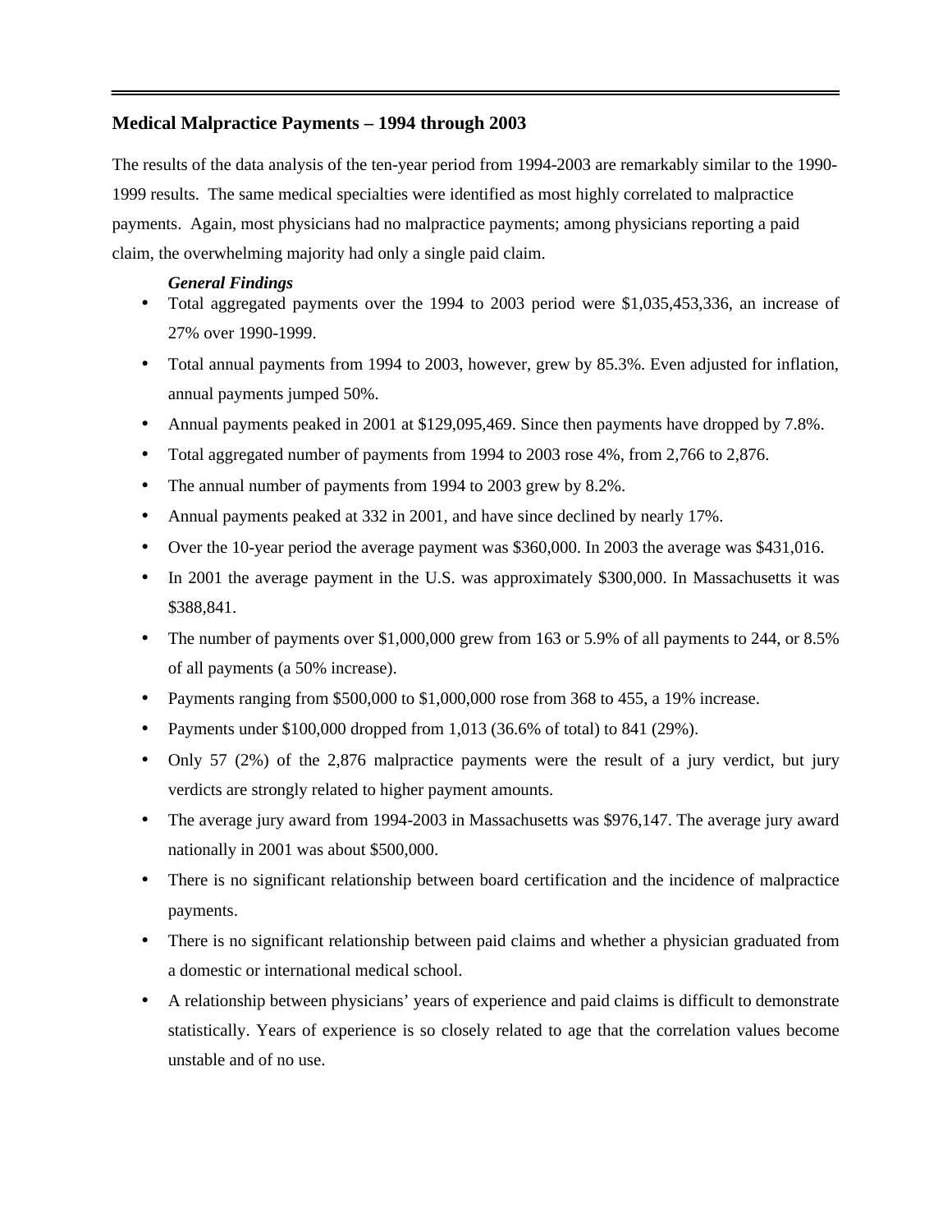## Medical Malpractice Payments – 1994 through 2003

The results of the data analysis of the ten-year period from 1994-2003 are remarkably similar to the 1990-1999 results. The same medical specialties were identified as most highly correlated to malpractice payments. Again, most physicians had no malpractice payments; among physicians reporting a paid claim, the overwhelming majority had only a single paid claim.

### *General Findings*

- Total aggregated payments over the 1994 to 2003 period were $1,035,453,336, an increase of 27% over 1990-1999.
- Total annual payments from 1994 to 2003, however, grew by 85.3%. Even adjusted for inflation, annual payments jumped 50%.
- Annual payments peaked in 2001 at $129,095,469. Since then payments have dropped by 7.8%.
- Total aggregated number of payments from 1994 to 2003 rose 4%, from 2,766 to 2,876.
- The annual number of payments from 1994 to 2003 grew by 8.2%.
- Annual payments peaked at 332 in 2001, and have since declined by nearly 17%.
- Over the 10-year period the average payment was $360,000. In 2003 the average was $431,016.
- In 2001 the average payment in the U.S. was approximately $300,000. In Massachusetts it was $388,841.
- The number of payments over $1,000,000 grew from 163 or 5.9% of all payments to 244, or 8.5% of all payments (a 50% increase).
- Payments ranging from $500,000 to $1,000,000 rose from 368 to 455, a 19% increase.
- Payments under $100,000 dropped from 1,013 (36.6% of total) to 841 (29%).
- Only 57 (2%) of the 2,876 malpractice payments were the result of a jury verdict, but jury verdicts are strongly related to higher payment amounts.
- The average jury award from 1994-2003 in Massachusetts was $976,147. The average jury award nationally in 2001 was about $500,000.
- There is no significant relationship between board certification and the incidence of malpractice payments.
- There is no significant relationship between paid claims and whether a physician graduated from a domestic or international medical school.
- A relationship between physicians' years of experience and paid claims is difficult to demonstrate statistically. Years of experience is so closely related to age that the correlation values become unstable and of no use.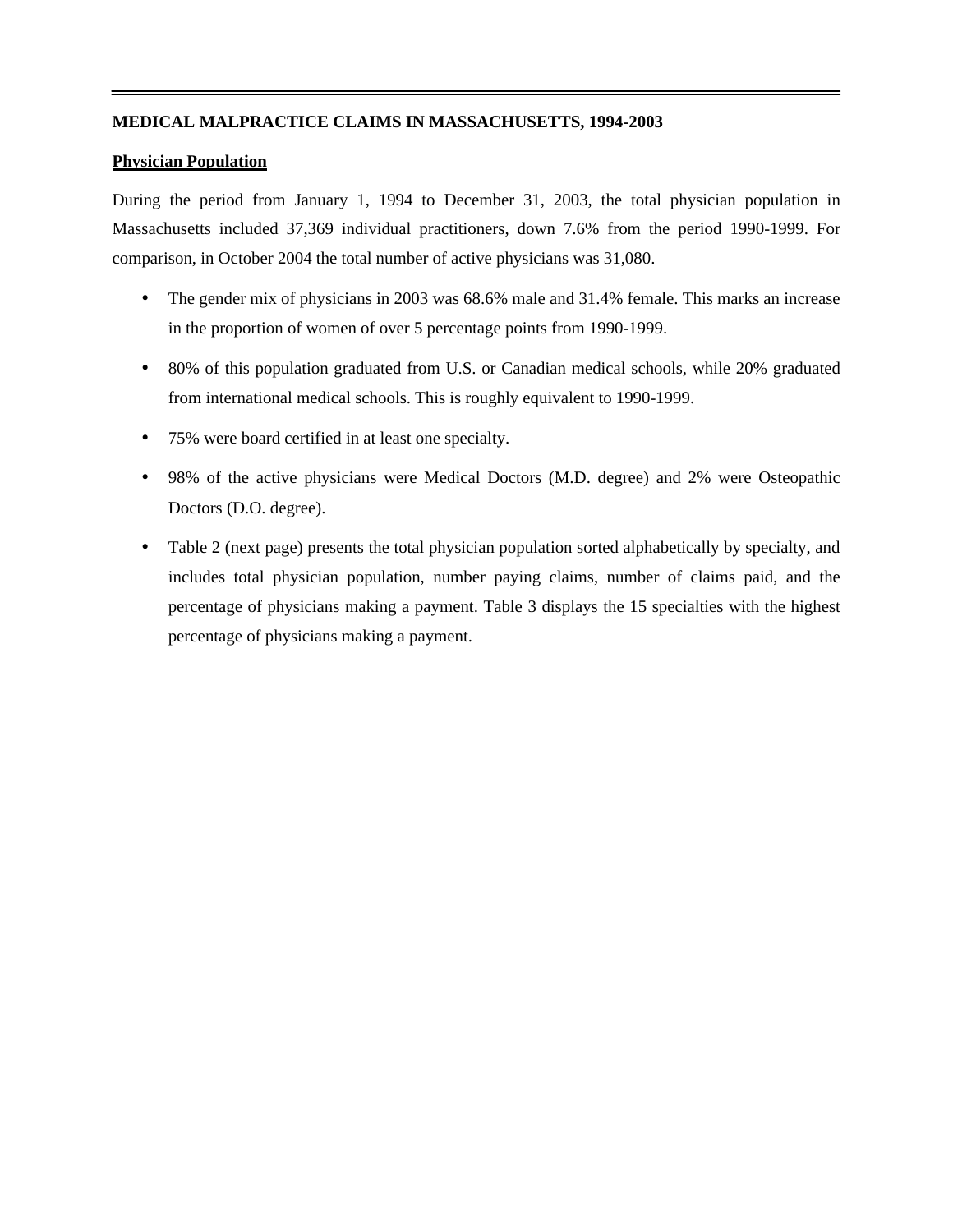## MEDICAL MALPRACTICE CLAIMS IN MASSACHUSETTS, 1994-2003

### Physician Population

During the period from January 1, 1994 to December 31, 2003, the total physician population in Massachusetts included 37,369 individual practitioners, down 7.6% from the period 1990-1999. For comparison, in October 2004 the total number of active physicians was 31,080.

- The gender mix of physicians in 2003 was 68.6% male and 31.4% female. This marks an increase in the proportion of women of over 5 percentage points from 1990-1999.
- 80% of this population graduated from U.S. or Canadian medical schools, while 20% graduated from international medical schools. This is roughly equivalent to 1990-1999.
- 75% were board certified in at least one specialty.
- 98% of the active physicians were Medical Doctors (M.D. degree) and 2% were Osteopathic Doctors (D.O. degree).
- Table 2 (next page) presents the total physician population sorted alphabetically by specialty, and includes total physician population, number paying claims, number of claims paid, and the percentage of physicians making a payment. Table 3 displays the 15 specialties with the highest percentage of physicians making a payment.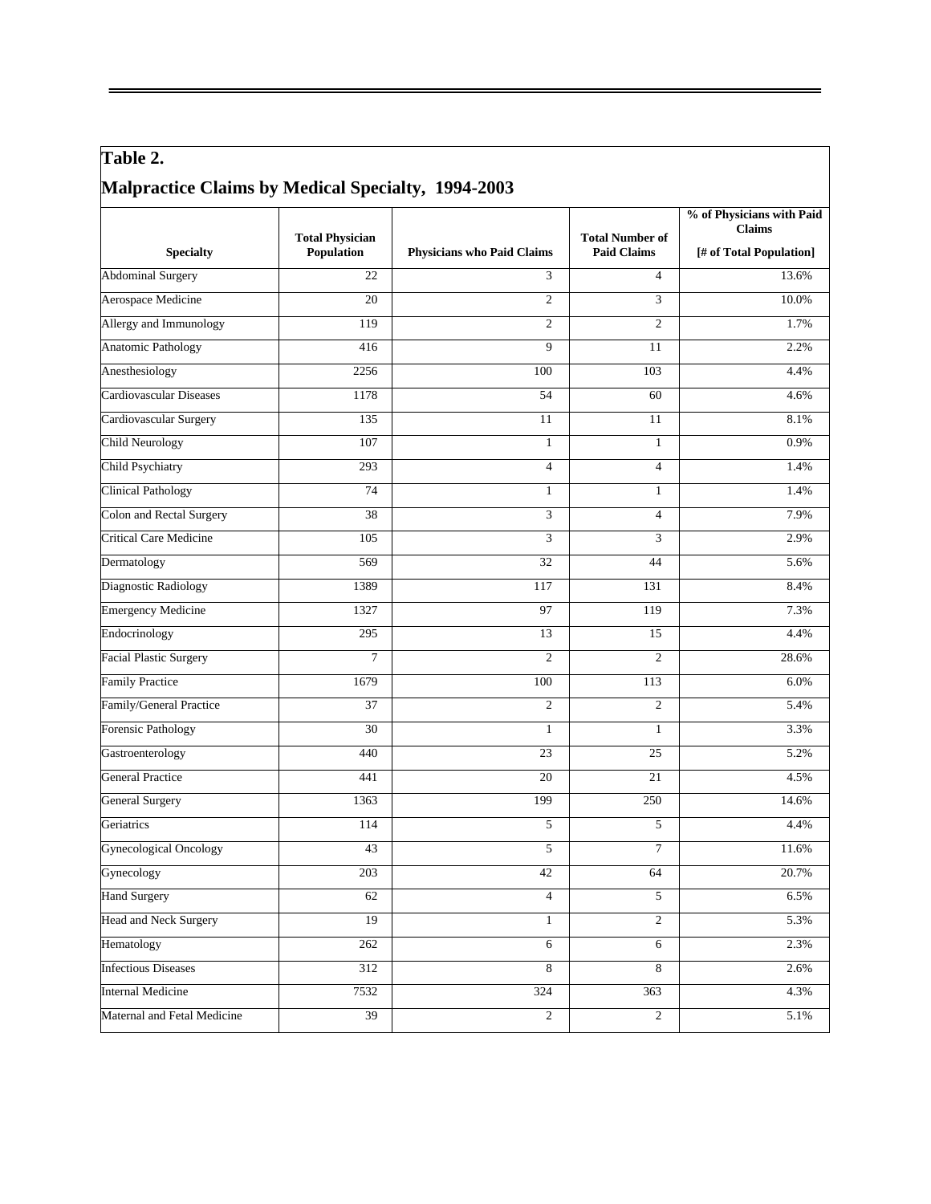## Table 2.

## Malpractice Claims by Medical Specialty, 1994-2003

| Specialty | Total Physician Population | Physicians who Paid Claims | Total Number of Paid Claims | % of Physicians with Paid Claims [# of Total Population] |
|---|---|---|---|---|
| Abdominal Surgery | 22 | 3 | 4 | 13.6% |
| Aerospace Medicine | 20 | 2 | 3 | 10.0% |
| Allergy and Immunology | 119 | 2 | 2 | 1.7% |
| Anatomic Pathology | 416 | 9 | 11 | 2.2% |
| Anesthesiology | 2256 | 100 | 103 | 4.4% |
| Cardiovascular Diseases | 1178 | 54 | 60 | 4.6% |
| Cardiovascular Surgery | 135 | 11 | 11 | 8.1% |
| Child Neurology | 107 | 1 | 1 | 0.9% |
| Child Psychiatry | 293 | 4 | 4 | 1.4% |
| Clinical Pathology | 74 | 1 | 1 | 1.4% |
| Colon and Rectal Surgery | 38 | 3 | 4 | 7.9% |
| Critical Care Medicine | 105 | 3 | 3 | 2.9% |
| Dermatology | 569 | 32 | 44 | 5.6% |
| Diagnostic Radiology | 1389 | 117 | 131 | 8.4% |
| Emergency Medicine | 1327 | 97 | 119 | 7.3% |
| Endocrinology | 295 | 13 | 15 | 4.4% |
| Facial Plastic Surgery | 7 | 2 | 2 | 28.6% |
| Family Practice | 1679 | 100 | 113 | 6.0% |
| Family/General Practice | 37 | 2 | 2 | 5.4% |
| Forensic Pathology | 30 | 1 | 1 | 3.3% |
| Gastroenterology | 440 | 23 | 25 | 5.2% |
| General Practice | 441 | 20 | 21 | 4.5% |
| General Surgery | 1363 | 199 | 250 | 14.6% |
| Geriatrics | 114 | 5 | 5 | 4.4% |
| Gynecological Oncology | 43 | 5 | 7 | 11.6% |
| Gynecology | 203 | 42 | 64 | 20.7% |
| Hand Surgery | 62 | 4 | 5 | 6.5% |
| Head and Neck Surgery | 19 | 1 | 2 | 5.3% |
| Hematology | 262 | 6 | 6 | 2.3% |
| Infectious Diseases | 312 | 8 | 8 | 2.6% |
| Internal Medicine | 7532 | 324 | 363 | 4.3% |
| Maternal and Fetal Medicine | 39 | 2 | 2 | 5.1% |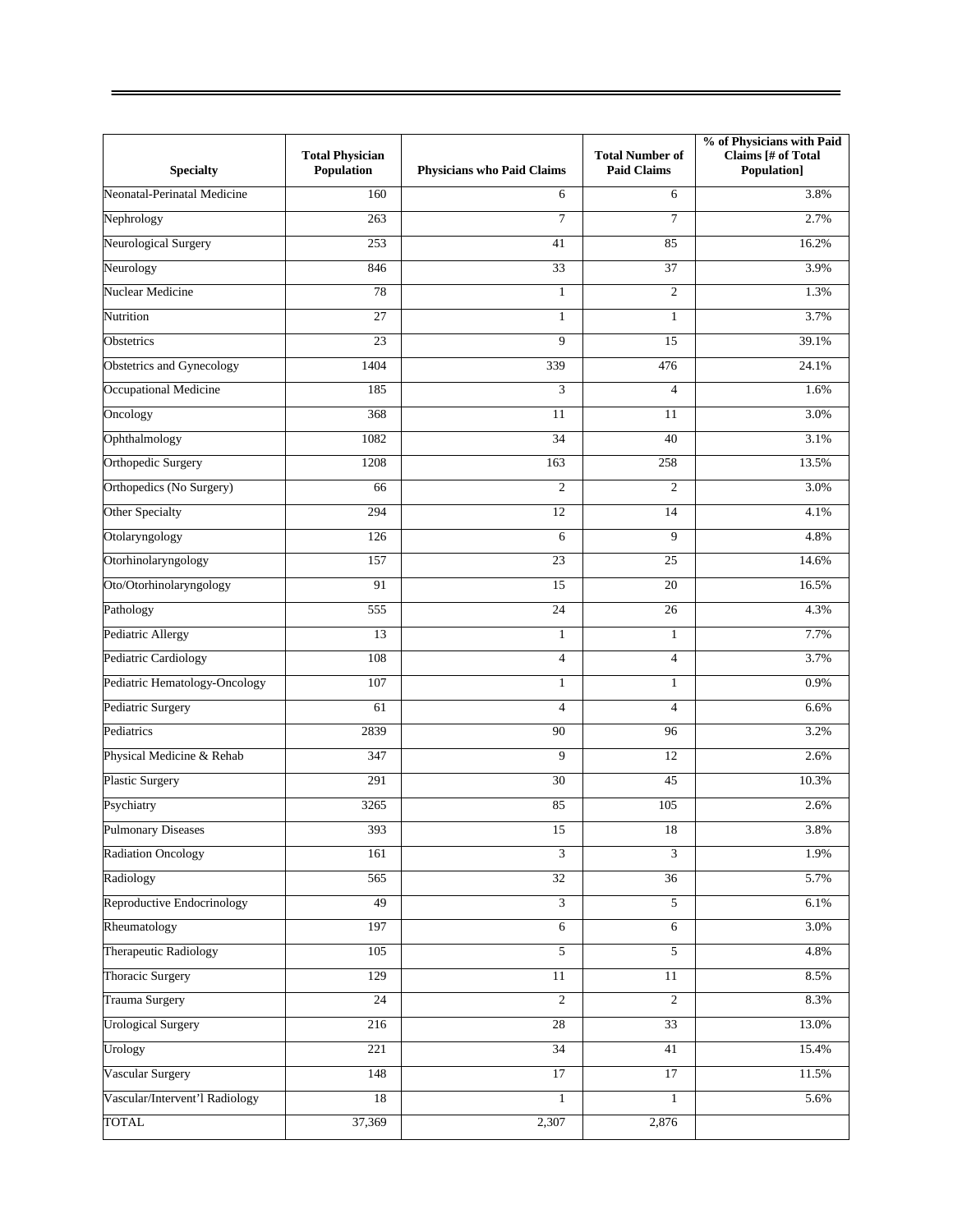| Specialty | Total Physician Population | Physicians who Paid Claims | Total Number of Paid Claims | % of Physicians with Paid Claims [# of Total Population] |
|---|---|---|---|---|
| Neonatal-Perinatal Medicine | 160 | 6 | 6 | 3.8% |
| Nephrology | 263 | 7 | 7 | 2.7% |
| Neurological Surgery | 253 | 41 | 85 | 16.2% |
| Neurology | 846 | 33 | 37 | 3.9% |
| Nuclear Medicine | 78 | 1 | 2 | 1.3% |
| Nutrition | 27 | 1 | 1 | 3.7% |
| Obstetrics | 23 | 9 | 15 | 39.1% |
| Obstetrics and Gynecology | 1404 | 339 | 476 | 24.1% |
| Occupational Medicine | 185 | 3 | 4 | 1.6% |
| Oncology | 368 | 11 | 11 | 3.0% |
| Ophthalmology | 1082 | 34 | 40 | 3.1% |
| Orthopedic Surgery | 1208 | 163 | 258 | 13.5% |
| Orthopedics (No Surgery) | 66 | 2 | 2 | 3.0% |
| Other Specialty | 294 | 12 | 14 | 4.1% |
| Otolaryngology | 126 | 6 | 9 | 4.8% |
| Otorhinolaryngology | 157 | 23 | 25 | 14.6% |
| Oto/Otorhinolaryngology | 91 | 15 | 20 | 16.5% |
| Pathology | 555 | 24 | 26 | 4.3% |
| Pediatric Allergy | 13 | 1 | 1 | 7.7% |
| Pediatric Cardiology | 108 | 4 | 4 | 3.7% |
| Pediatric Hematology-Oncology | 107 | 1 | 1 | 0.9% |
| Pediatric Surgery | 61 | 4 | 4 | 6.6% |
| Pediatrics | 2839 | 90 | 96 | 3.2% |
| Physical Medicine & Rehab | 347 | 9 | 12 | 2.6% |
| Plastic Surgery | 291 | 30 | 45 | 10.3% |
| Psychiatry | 3265 | 85 | 105 | 2.6% |
| Pulmonary Diseases | 393 | 15 | 18 | 3.8% |
| Radiation Oncology | 161 | 3 | 3 | 1.9% |
| Radiology | 565 | 32 | 36 | 5.7% |
| Reproductive Endocrinology | 49 | 3 | 5 | 6.1% |
| Rheumatology | 197 | 6 | 6 | 3.0% |
| Therapeutic Radiology | 105 | 5 | 5 | 4.8% |
| Thoracic Surgery | 129 | 11 | 11 | 8.5% |
| Trauma Surgery | 24 | 2 | 2 | 8.3% |
| Urological Surgery | 216 | 28 | 33 | 13.0% |
| Urology | 221 | 34 | 41 | 15.4% |
| Vascular Surgery | 148 | 17 | 17 | 11.5% |
| Vascular/Intervent'l Radiology | 18 | 1 | 1 | 5.6% |
| TOTAL | 37,369 | 2,307 | 2,876 | |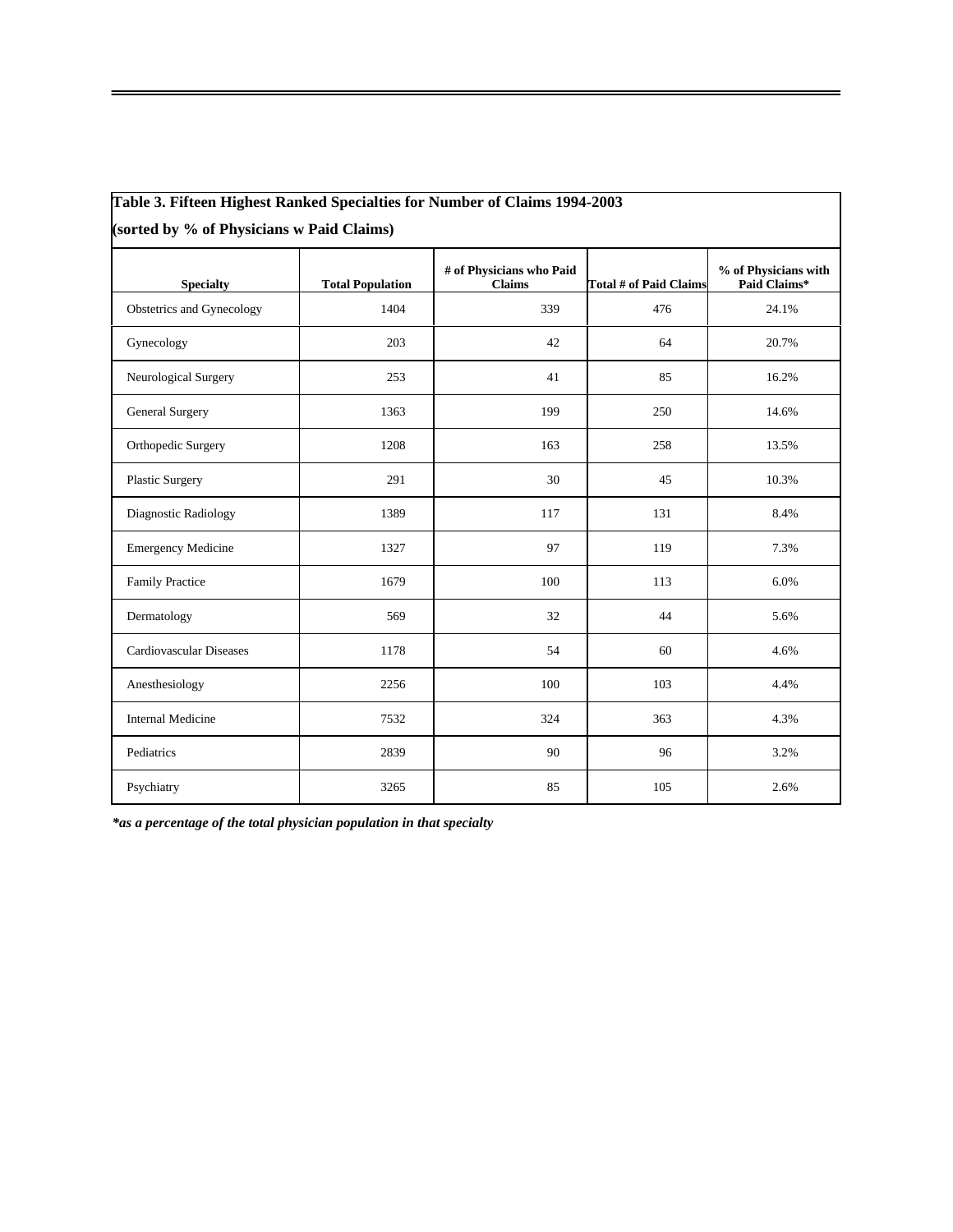**Table 3. Fifteen Highest Ranked Specialties for Number of Claims 1994-2003**

**(sorted by % of Physicians w Paid Claims)**

| Specialty | Total Population | # of Physicians who Paid Claims | Total # of Paid Claims | % of Physicians with Paid Claims* |
|---|---|---|---|---|
| Obstetrics and Gynecology | 1404 | 339 | 476 | 24.1% |
| Gynecology | 203 | 42 | 64 | 20.7% |
| Neurological Surgery | 253 | 41 | 85 | 16.2% |
| General Surgery | 1363 | 199 | 250 | 14.6% |
| Orthopedic Surgery | 1208 | 163 | 258 | 13.5% |
| Plastic Surgery | 291 | 30 | 45 | 10.3% |
| Diagnostic Radiology | 1389 | 117 | 131 | 8.4% |
| Emergency Medicine | 1327 | 97 | 119 | 7.3% |
| Family Practice | 1679 | 100 | 113 | 6.0% |
| Dermatology | 569 | 32 | 44 | 5.6% |
| Cardiovascular Diseases | 1178 | 54 | 60 | 4.6% |
| Anesthesiology | 2256 | 100 | 103 | 4.4% |
| Internal Medicine | 7532 | 324 | 363 | 4.3% |
| Pediatrics | 2839 | 90 | 96 | 3.2% |
| Psychiatry | 3265 | 85 | 105 | 2.6% |

***as a percentage of the total physician population in that specialty***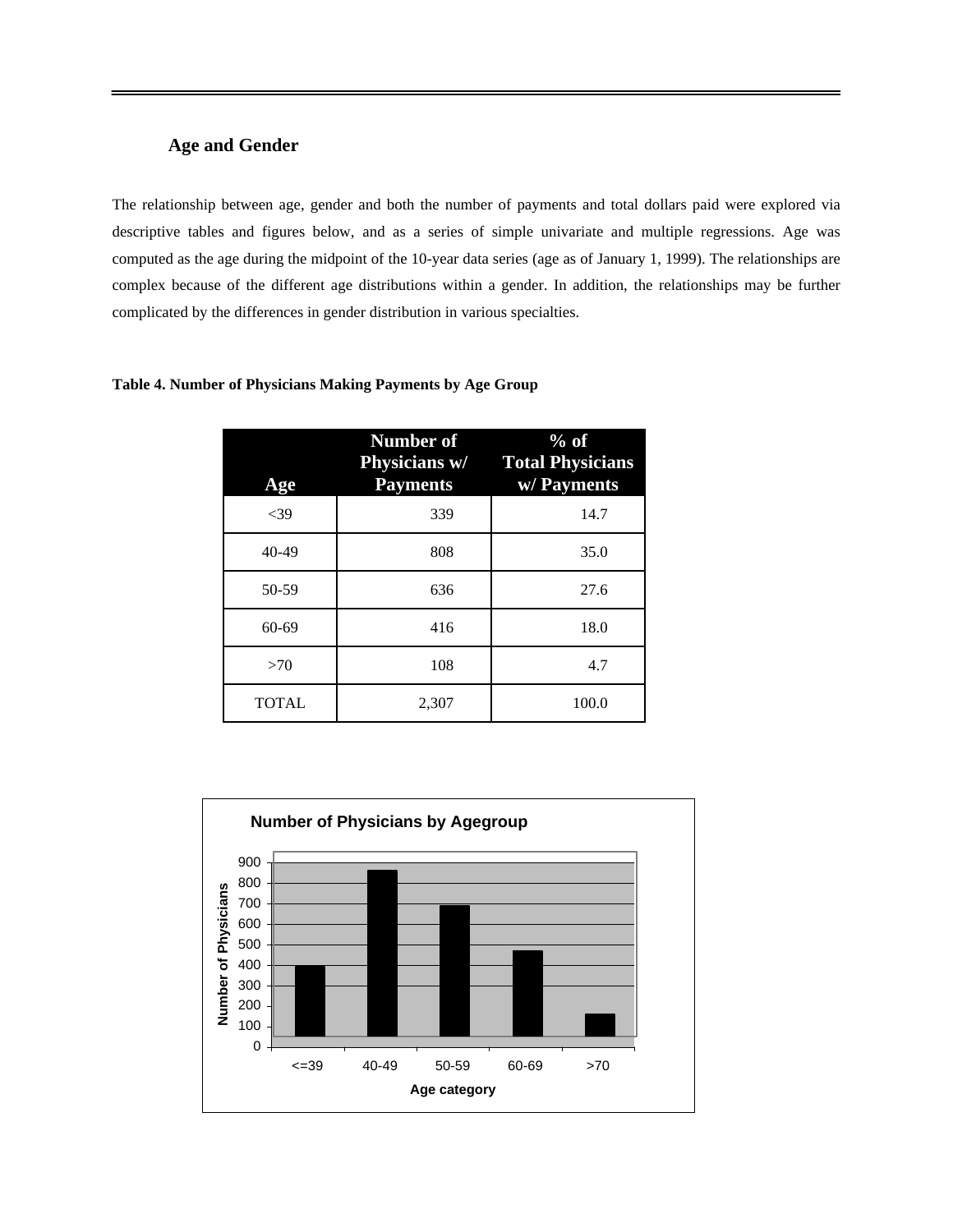### Age and Gender

The relationship between age, gender and both the number of payments and total dollars paid were explored via descriptive tables and figures below, and as a series of simple univariate and multiple regressions. Age was computed as the age during the midpoint of the 10-year data series (age as of January 1, 1999). The relationships are complex because of the different age distributions within a gender. In addition, the relationships may be further complicated by the differences in gender distribution in various specialties.

**Table 4. Number of Physicians Making Payments by Age Group**

| Age | Number of Physicians w/ Payments | % of Total Physicians w/ Payments |
|---|---|---|
| <39 | 339 | 14.7 |
| 40-49 | 808 | 35.0 |
| 50-59 | 636 | 27.6 |
| 60-69 | 416 | 18.0 |
| >70 | 108 | 4.7 |
| TOTAL | 2,307 | 100.0 |

**Number of Physicians by Agegroup**

Y-axis: Number of Physicians (0–900)

X-axis: Age category (<=39, 40-49, 50-59, 60-69, >70)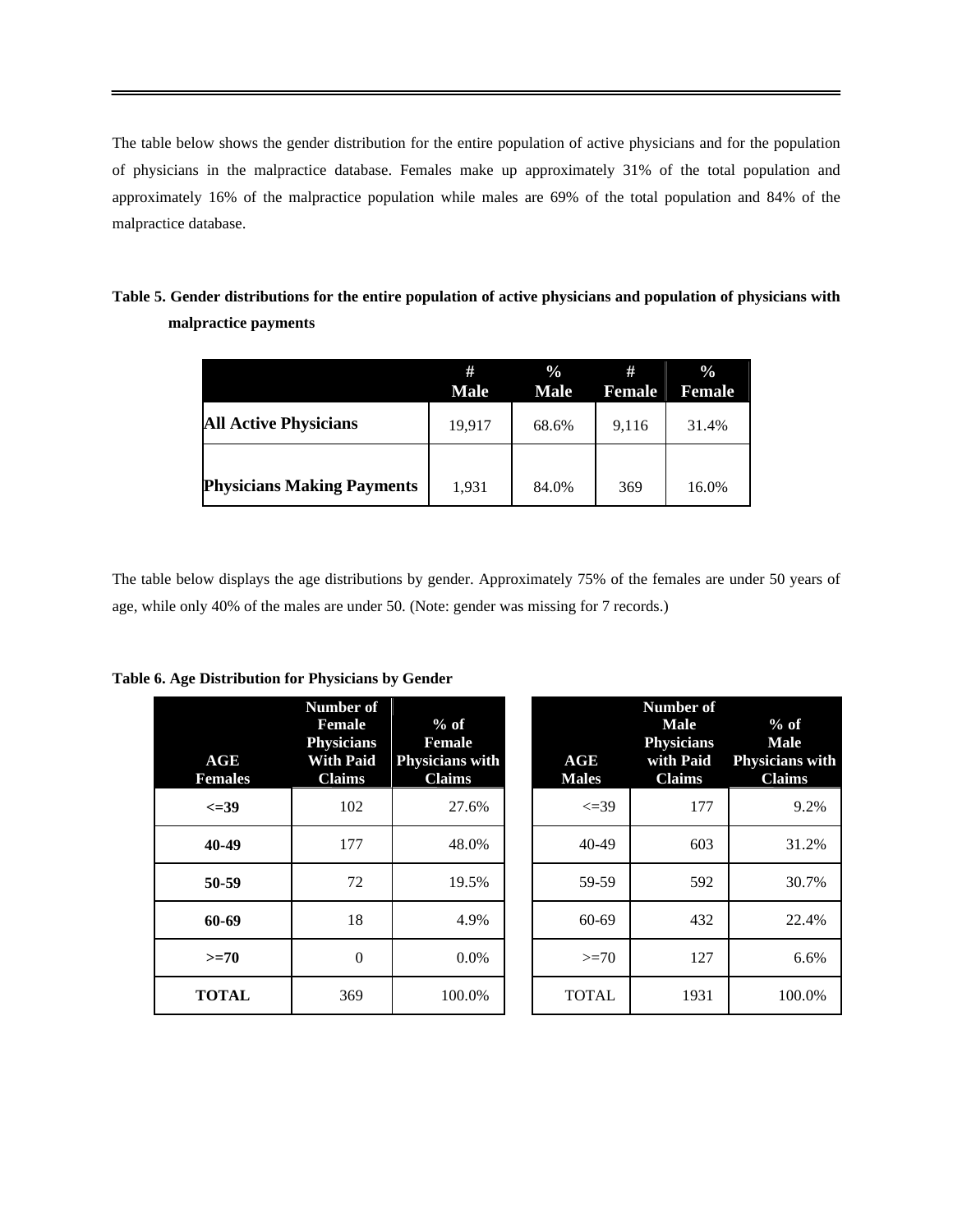The table below shows the gender distribution for the entire population of active physicians and for the population of physicians in the malpractice database. Females make up approximately 31% of the total population and approximately 16% of the malpractice population while males are 69% of the total population and 84% of the malpractice database.

**Table 5. Gender distributions for the entire population of active physicians and population of physicians with malpractice payments**

| | # Male | % Male | # Female | % Female |
|---|---|---|---|---|
| **All Active Physicians** | 19,917 | 68.6% | 9,116 | 31.4% |
| **Physicians Making Payments** | 1,931 | 84.0% | 369 | 16.0% |

The table below displays the age distributions by gender. Approximately 75% of the females are under 50 years of age, while only 40% of the males are under 50. (Note: gender was missing for 7 records.)

**Table 6. Age Distribution for Physicians by Gender**

| AGE Females | Number of Female Physicians With Paid Claims | % of Female Physicians with Claims |
|---|---|---|
| **<=39** | 102 | 27.6% |
| **40-49** | 177 | 48.0% |
| **50-59** | 72 | 19.5% |
| **60-69** | 18 | 4.9% |
| **>=70** | 0 | 0.0% |
| **TOTAL** | 369 | 100.0% |

| AGE Males | Number of Male Physicians with Paid Claims | % of Male Physicians with Claims |
|---|---|---|
| <=39 | 177 | 9.2% |
| 40-49 | 603 | 31.2% |
| 59-59 | 592 | 30.7% |
| 60-69 | 432 | 22.4% |
| >=70 | 127 | 6.6% |
| TOTAL | 1931 | 100.0% |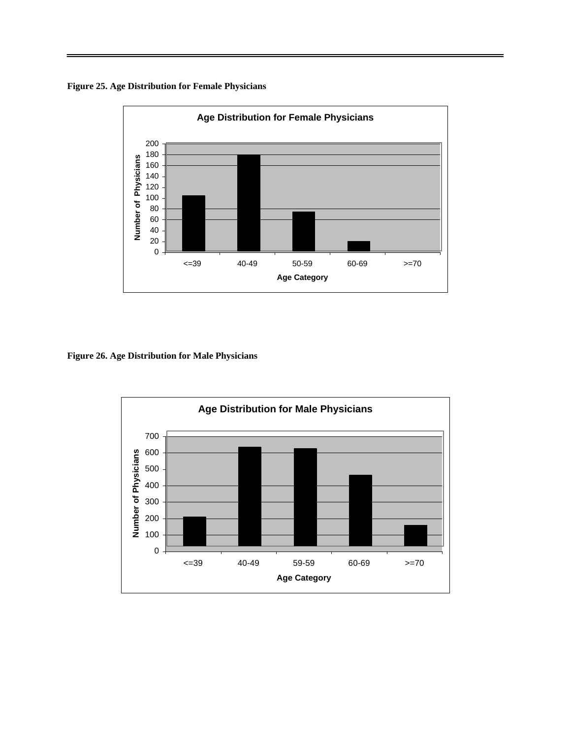**Figure 25. Age Distribution for Female Physicians**

**Figure 26. Age Distribution for Male Physicians**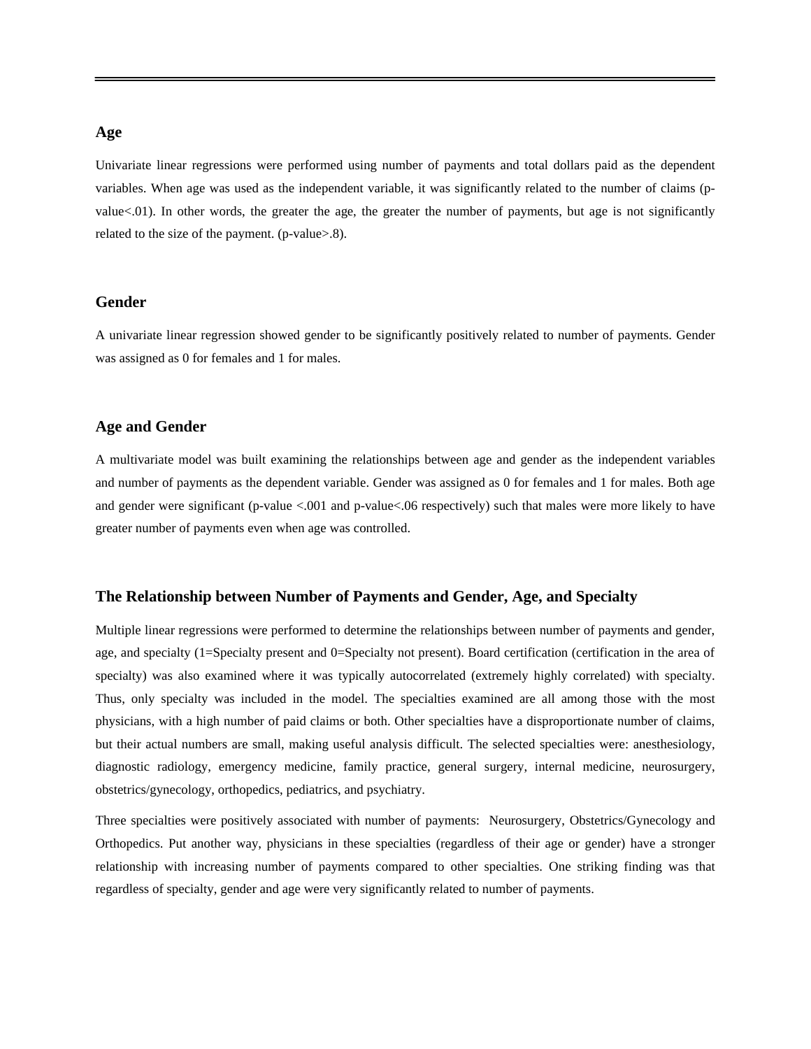## Age

Univariate linear regressions were performed using number of payments and total dollars paid as the dependent variables. When age was used as the independent variable, it was significantly related to the number of claims (p-value<.01). In other words, the greater the age, the greater the number of payments, but age is not significantly related to the size of the payment. (p-value>.8).

## Gender

A univariate linear regression showed gender to be significantly positively related to number of payments. Gender was assigned as 0 for females and 1 for males.

## Age and Gender

A multivariate model was built examining the relationships between age and gender as the independent variables and number of payments as the dependent variable. Gender was assigned as 0 for females and 1 for males. Both age and gender were significant (p-value <.001 and p-value<.06 respectively) such that males were more likely to have greater number of payments even when age was controlled.

## The Relationship between Number of Payments and Gender, Age, and Specialty

Multiple linear regressions were performed to determine the relationships between number of payments and gender, age, and specialty (1=Specialty present and 0=Specialty not present). Board certification (certification in the area of specialty) was also examined where it was typically autocorrelated (extremely highly correlated) with specialty. Thus, only specialty was included in the model. The specialties examined are all among those with the most physicians, with a high number of paid claims or both. Other specialties have a disproportionate number of claims, but their actual numbers are small, making useful analysis difficult. The selected specialties were: anesthesiology, diagnostic radiology, emergency medicine, family practice, general surgery, internal medicine, neurosurgery, obstetrics/gynecology, orthopedics, pediatrics, and psychiatry.

Three specialties were positively associated with number of payments: Neurosurgery, Obstetrics/Gynecology and Orthopedics. Put another way, physicians in these specialties (regardless of their age or gender) have a stronger relationship with increasing number of payments compared to other specialties. One striking finding was that regardless of specialty, gender and age were very significantly related to number of payments.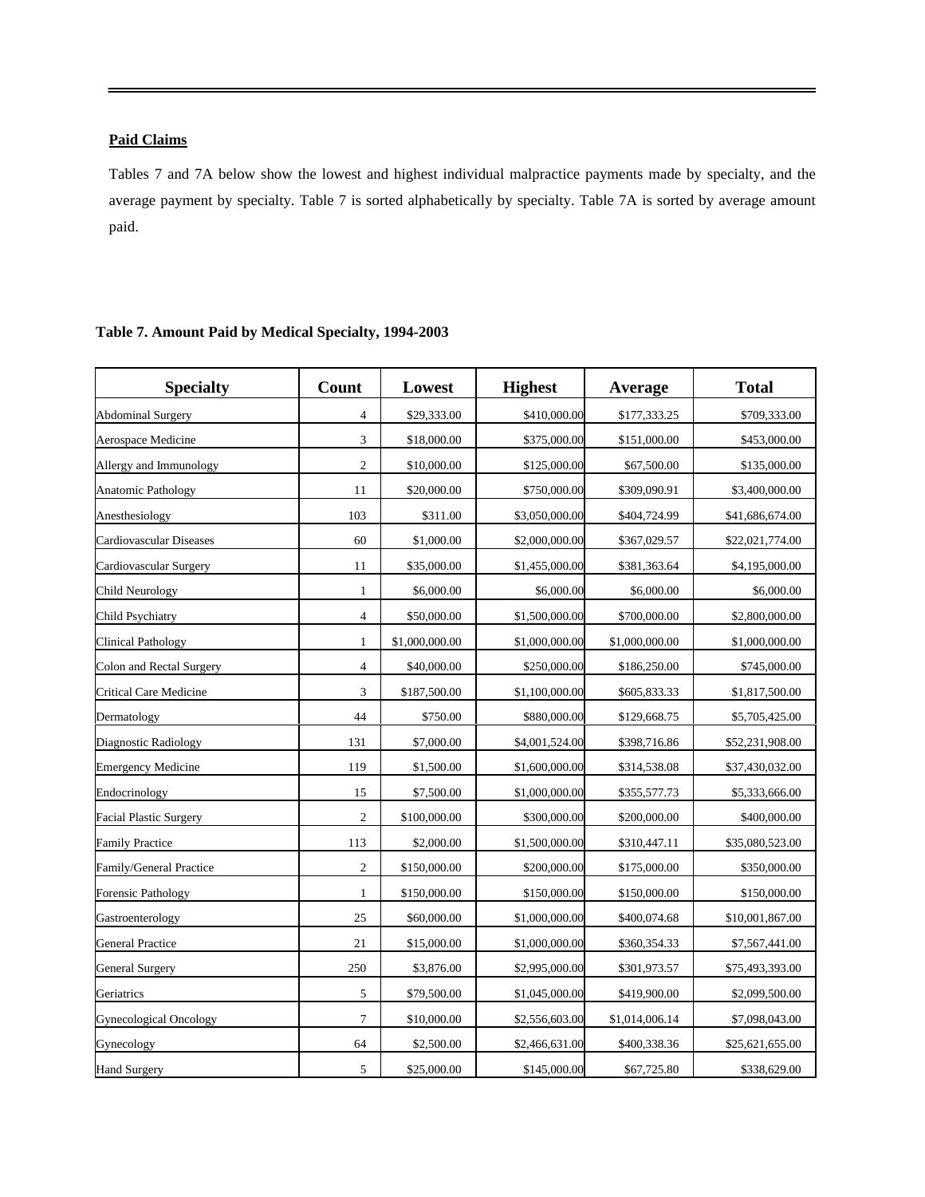**Paid Claims**

Tables 7 and 7A below show the lowest and highest individual malpractice payments made by specialty, and the average payment by specialty. Table 7 is sorted alphabetically by specialty. Table 7A is sorted by average amount paid.

**Table 7. Amount Paid by Medical Specialty, 1994-2003**

| Specialty | Count | Lowest | Highest | Average | Total |
|---|---|---|---|---|---|
| Abdominal Surgery | 4 | $29,333.00 | $410,000.00 | $177,333.25 | $709,333.00 |
| Aerospace Medicine | 3 | $18,000.00 | $375,000.00 | $151,000.00 | $453,000.00 |
| Allergy and Immunology | 2 | $10,000.00 | $125,000.00 | $67,500.00 | $135,000.00 |
| Anatomic Pathology | 11 | $20,000.00 | $750,000.00 | $309,090.91 | $3,400,000.00 |
| Anesthesiology | 103 | $311.00 | $3,050,000.00 | $404,724.99 | $41,686,674.00 |
| Cardiovascular Diseases | 60 | $1,000.00 | $2,000,000.00 | $367,029.57 | $22,021,774.00 |
| Cardiovascular Surgery | 11 | $35,000.00 | $1,455,000.00 | $381,363.64 | $4,195,000.00 |
| Child Neurology | 1 | $6,000.00 | $6,000.00 | $6,000.00 | $6,000.00 |
| Child Psychiatry | 4 | $50,000.00 | $1,500,000.00 | $700,000.00 | $2,800,000.00 |
| Clinical Pathology | 1 | $1,000,000.00 | $1,000,000.00 | $1,000,000.00 | $1,000,000.00 |
| Colon and Rectal Surgery | 4 | $40,000.00 | $250,000.00 | $186,250.00 | $745,000.00 |
| Critical Care Medicine | 3 | $187,500.00 | $1,100,000.00 | $605,833.33 | $1,817,500.00 |
| Dermatology | 44 | $750.00 | $880,000.00 | $129,668.75 | $5,705,425.00 |
| Diagnostic Radiology | 131 | $7,000.00 | $4,001,524.00 | $398,716.86 | $52,231,908.00 |
| Emergency Medicine | 119 | $1,500.00 | $1,600,000.00 | $314,538.08 | $37,430,032.00 |
| Endocrinology | 15 | $7,500.00 | $1,000,000.00 | $355,577.73 | $5,333,666.00 |
| Facial Plastic Surgery | 2 | $100,000.00 | $300,000.00 | $200,000.00 | $400,000.00 |
| Family Practice | 113 | $2,000.00 | $1,500,000.00 | $310,447.11 | $35,080,523.00 |
| Family/General Practice | 2 | $150,000.00 | $200,000.00 | $175,000.00 | $350,000.00 |
| Forensic Pathology | 1 | $150,000.00 | $150,000.00 | $150,000.00 | $150,000.00 |
| Gastroenterology | 25 | $60,000.00 | $1,000,000.00 | $400,074.68 | $10,001,867.00 |
| General Practice | 21 | $15,000.00 | $1,000,000.00 | $360,354.33 | $7,567,441.00 |
| General Surgery | 250 | $3,876.00 | $2,995,000.00 | $301,973.57 | $75,493,393.00 |
| Geriatrics | 5 | $79,500.00 | $1,045,000.00 | $419,900.00 | $2,099,500.00 |
| Gynecological Oncology | 7 | $10,000.00 | $2,556,603.00 | $1,014,006.14 | $7,098,043.00 |
| Gynecology | 64 | $2,500.00 | $2,466,631.00 | $400,338.36 | $25,621,655.00 |
| Hand Surgery | 5 | $25,000.00 | $145,000.00 | $67,725.80 | $338,629.00 |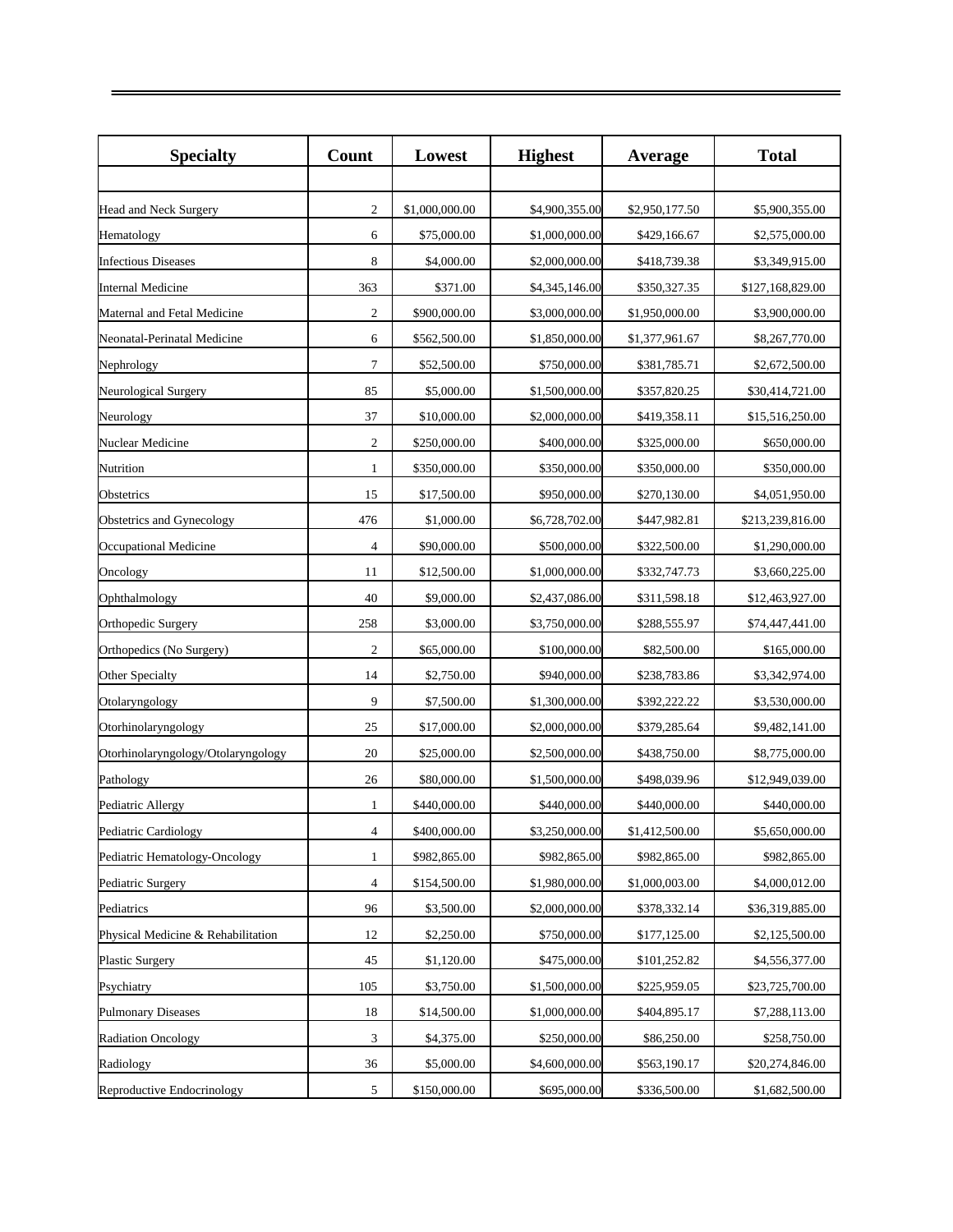| Specialty | Count | Lowest | Highest | Average | Total |
|---|---|---|---|---|---|
| | | | | | |
| Head and Neck Surgery | 2 | $1,000,000.00 | $4,900,355.00 | $2,950,177.50 | $5,900,355.00 |
| Hematology | 6 | $75,000.00 | $1,000,000.00 | $429,166.67 | $2,575,000.00 |
| Infectious Diseases | 8 | $4,000.00 | $2,000,000.00 | $418,739.38 | $3,349,915.00 |
| Internal Medicine | 363 | $371.00 | $4,345,146.00 | $350,327.35 | $127,168,829.00 |
| Maternal and Fetal Medicine | 2 | $900,000.00 | $3,000,000.00 | $1,950,000.00 | $3,900,000.00 |
| Neonatal-Perinatal Medicine | 6 | $562,500.00 | $1,850,000.00 | $1,377,961.67 | $8,267,770.00 |
| Nephrology | 7 | $52,500.00 | $750,000.00 | $381,785.71 | $2,672,500.00 |
| Neurological Surgery | 85 | $5,000.00 | $1,500,000.00 | $357,820.25 | $30,414,721.00 |
| Neurology | 37 | $10,000.00 | $2,000,000.00 | $419,358.11 | $15,516,250.00 |
| Nuclear Medicine | 2 | $250,000.00 | $400,000.00 | $325,000.00 | $650,000.00 |
| Nutrition | 1 | $350,000.00 | $350,000.00 | $350,000.00 | $350,000.00 |
| Obstetrics | 15 | $17,500.00 | $950,000.00 | $270,130.00 | $4,051,950.00 |
| Obstetrics and Gynecology | 476 | $1,000.00 | $6,728,702.00 | $447,982.81 | $213,239,816.00 |
| Occupational Medicine | 4 | $90,000.00 | $500,000.00 | $322,500.00 | $1,290,000.00 |
| Oncology | 11 | $12,500.00 | $1,000,000.00 | $332,747.73 | $3,660,225.00 |
| Ophthalmology | 40 | $9,000.00 | $2,437,086.00 | $311,598.18 | $12,463,927.00 |
| Orthopedic Surgery | 258 | $3,000.00 | $3,750,000.00 | $288,555.97 | $74,447,441.00 |
| Orthopedics (No Surgery) | 2 | $65,000.00 | $100,000.00 | $82,500.00 | $165,000.00 |
| Other Specialty | 14 | $2,750.00 | $940,000.00 | $238,783.86 | $3,342,974.00 |
| Otolaryngology | 9 | $7,500.00 | $1,300,000.00 | $392,222.22 | $3,530,000.00 |
| Otorhinolaryngology | 25 | $17,000.00 | $2,000,000.00 | $379,285.64 | $9,482,141.00 |
| Otorhinolaryngology/Otolaryngology | 20 | $25,000.00 | $2,500,000.00 | $438,750.00 | $8,775,000.00 |
| Pathology | 26 | $80,000.00 | $1,500,000.00 | $498,039.96 | $12,949,039.00 |
| Pediatric Allergy | 1 | $440,000.00 | $440,000.00 | $440,000.00 | $440,000.00 |
| Pediatric Cardiology | 4 | $400,000.00 | $3,250,000.00 | $1,412,500.00 | $5,650,000.00 |
| Pediatric Hematology-Oncology | 1 | $982,865.00 | $982,865.00 | $982,865.00 | $982,865.00 |
| Pediatric Surgery | 4 | $154,500.00 | $1,980,000.00 | $1,000,003.00 | $4,000,012.00 |
| Pediatrics | 96 | $3,500.00 | $2,000,000.00 | $378,332.14 | $36,319,885.00 |
| Physical Medicine & Rehabilitation | 12 | $2,250.00 | $750,000.00 | $177,125.00 | $2,125,500.00 |
| Plastic Surgery | 45 | $1,120.00 | $475,000.00 | $101,252.82 | $4,556,377.00 |
| Psychiatry | 105 | $3,750.00 | $1,500,000.00 | $225,959.05 | $23,725,700.00 |
| Pulmonary Diseases | 18 | $14,500.00 | $1,000,000.00 | $404,895.17 | $7,288,113.00 |
| Radiation Oncology | 3 | $4,375.00 | $250,000.00 | $86,250.00 | $258,750.00 |
| Radiology | 36 | $5,000.00 | $4,600,000.00 | $563,190.17 | $20,274,846.00 |
| Reproductive Endocrinology | 5 | $150,000.00 | $695,000.00 | $336,500.00 | $1,682,500.00 |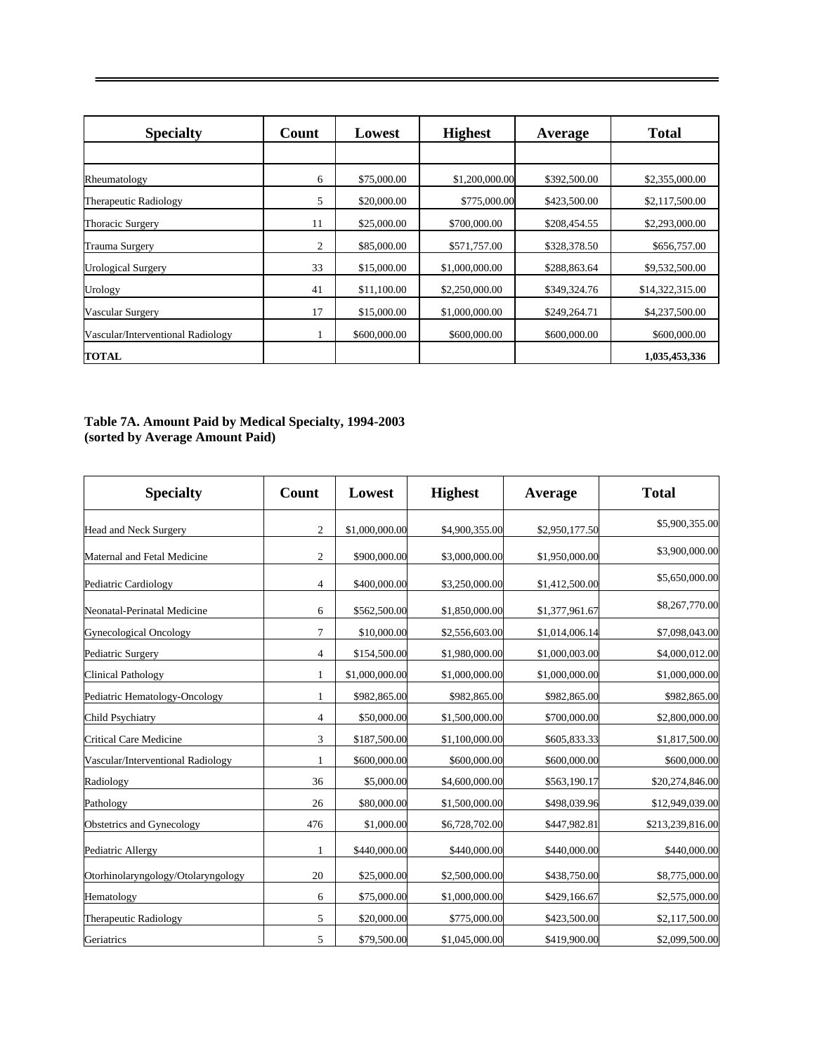| Specialty | Count | Lowest | Highest | Average | Total |
|---|---|---|---|---|---|
| | | | | | |
| Rheumatology | 6 | $75,000.00 | $1,200,000.00 | $392,500.00 | $2,355,000.00 |
| Therapeutic Radiology | 5 | $20,000.00 | $775,000.00 | $423,500.00 | $2,117,500.00 |
| Thoracic Surgery | 11 | $25,000.00 | $700,000.00 | $208,454.55 | $2,293,000.00 |
| Trauma Surgery | 2 | $85,000.00 | $571,757.00 | $328,378.50 | $656,757.00 |
| Urological Surgery | 33 | $15,000.00 | $1,000,000.00 | $288,863.64 | $9,532,500.00 |
| Urology | 41 | $11,100.00 | $2,250,000.00 | $349,324.76 | $14,322,315.00 |
| Vascular Surgery | 17 | $15,000.00 | $1,000,000.00 | $249,264.71 | $4,237,500.00 |
| Vascular/Interventional Radiology | 1 | $600,000.00 | $600,000.00 | $600,000.00 | $600,000.00 |
| **TOTAL** | | | | | **1,035,453,336** |

**Table 7A. Amount Paid by Medical Specialty, 1994-2003**
**(sorted by Average Amount Paid)**

| Specialty | Count | Lowest | Highest | Average | Total |
|---|---|---|---|---|---|
| Head and Neck Surgery | 2 | $1,000,000.00 | $4,900,355.00 | $2,950,177.50 | $5,900,355.00 |
| Maternal and Fetal Medicine | 2 | $900,000.00 | $3,000,000.00 | $1,950,000.00 | $3,900,000.00 |
| Pediatric Cardiology | 4 | $400,000.00 | $3,250,000.00 | $1,412,500.00 | $5,650,000.00 |
| Neonatal-Perinatal Medicine | 6 | $562,500.00 | $1,850,000.00 | $1,377,961.67 | $8,267,770.00 |
| Gynecological Oncology | 7 | $10,000.00 | $2,556,603.00 | $1,014,006.14 | $7,098,043.00 |
| Pediatric Surgery | 4 | $154,500.00 | $1,980,000.00 | $1,000,003.00 | $4,000,012.00 |
| Clinical Pathology | 1 | $1,000,000.00 | $1,000,000.00 | $1,000,000.00 | $1,000,000.00 |
| Pediatric Hematology-Oncology | 1 | $982,865.00 | $982,865.00 | $982,865.00 | $982,865.00 |
| Child Psychiatry | 4 | $50,000.00 | $1,500,000.00 | $700,000.00 | $2,800,000.00 |
| Critical Care Medicine | 3 | $187,500.00 | $1,100,000.00 | $605,833.33 | $1,817,500.00 |
| Vascular/Interventional Radiology | 1 | $600,000.00 | $600,000.00 | $600,000.00 | $600,000.00 |
| Radiology | 36 | $5,000.00 | $4,600,000.00 | $563,190.17 | $20,274,846.00 |
| Pathology | 26 | $80,000.00 | $1,500,000.00 | $498,039.96 | $12,949,039.00 |
| Obstetrics and Gynecology | 476 | $1,000.00 | $6,728,702.00 | $447,982.81 | $213,239,816.00 |
| Pediatric Allergy | 1 | $440,000.00 | $440,000.00 | $440,000.00 | $440,000.00 |
| Otorhinolaryngology/Otolaryngology | 20 | $25,000.00 | $2,500,000.00 | $438,750.00 | $8,775,000.00 |
| Hematology | 6 | $75,000.00 | $1,000,000.00 | $429,166.67 | $2,575,000.00 |
| Therapeutic Radiology | 5 | $20,000.00 | $775,000.00 | $423,500.00 | $2,117,500.00 |
| Geriatrics | 5 | $79,500.00 | $1,045,000.00 | $419,900.00 | $2,099,500.00 |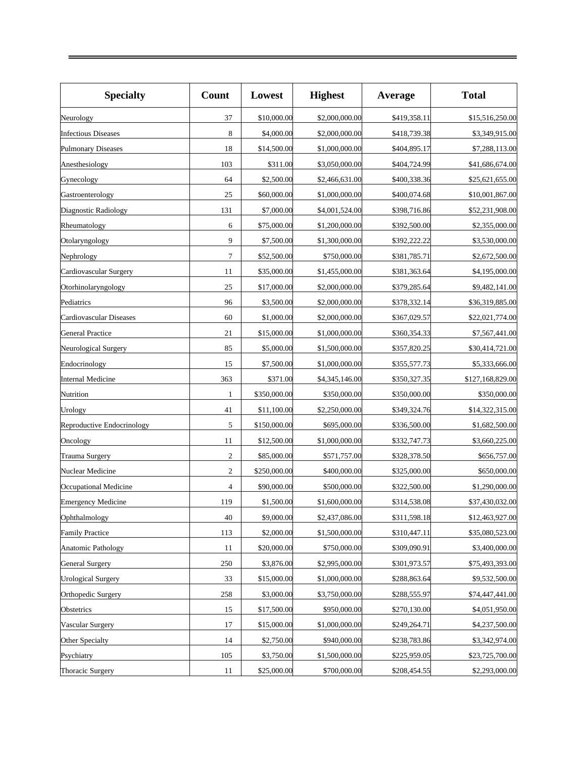| Specialty | Count | Lowest | Highest | Average | Total |
|---|---|---|---|---|---|
| Neurology | 37 | $10,000.00 | $2,000,000.00 | $419,358.11 | $15,516,250.00 |
| Infectious Diseases | 8 | $4,000.00 | $2,000,000.00 | $418,739.38 | $3,349,915.00 |
| Pulmonary Diseases | 18 | $14,500.00 | $1,000,000.00 | $404,895.17 | $7,288,113.00 |
| Anesthesiology | 103 | $311.00 | $3,050,000.00 | $404,724.99 | $41,686,674.00 |
| Gynecology | 64 | $2,500.00 | $2,466,631.00 | $400,338.36 | $25,621,655.00 |
| Gastroenterology | 25 | $60,000.00 | $1,000,000.00 | $400,074.68 | $10,001,867.00 |
| Diagnostic Radiology | 131 | $7,000.00 | $4,001,524.00 | $398,716.86 | $52,231,908.00 |
| Rheumatology | 6 | $75,000.00 | $1,200,000.00 | $392,500.00 | $2,355,000.00 |
| Otolaryngology | 9 | $7,500.00 | $1,300,000.00 | $392,222.22 | $3,530,000.00 |
| Nephrology | 7 | $52,500.00 | $750,000.00 | $381,785.71 | $2,672,500.00 |
| Cardiovascular Surgery | 11 | $35,000.00 | $1,455,000.00 | $381,363.64 | $4,195,000.00 |
| Otorhinolaryngology | 25 | $17,000.00 | $2,000,000.00 | $379,285.64 | $9,482,141.00 |
| Pediatrics | 96 | $3,500.00 | $2,000,000.00 | $378,332.14 | $36,319,885.00 |
| Cardiovascular Diseases | 60 | $1,000.00 | $2,000,000.00 | $367,029.57 | $22,021,774.00 |
| General Practice | 21 | $15,000.00 | $1,000,000.00 | $360,354.33 | $7,567,441.00 |
| Neurological Surgery | 85 | $5,000.00 | $1,500,000.00 | $357,820.25 | $30,414,721.00 |
| Endocrinology | 15 | $7,500.00 | $1,000,000.00 | $355,577.73 | $5,333,666.00 |
| Internal Medicine | 363 | $371.00 | $4,345,146.00 | $350,327.35 | $127,168,829.00 |
| Nutrition | 1 | $350,000.00 | $350,000.00 | $350,000.00 | $350,000.00 |
| Urology | 41 | $11,100.00 | $2,250,000.00 | $349,324.76 | $14,322,315.00 |
| Reproductive Endocrinology | 5 | $150,000.00 | $695,000.00 | $336,500.00 | $1,682,500.00 |
| Oncology | 11 | $12,500.00 | $1,000,000.00 | $332,747.73 | $3,660,225.00 |
| Trauma Surgery | 2 | $85,000.00 | $571,757.00 | $328,378.50 | $656,757.00 |
| Nuclear Medicine | 2 | $250,000.00 | $400,000.00 | $325,000.00 | $650,000.00 |
| Occupational Medicine | 4 | $90,000.00 | $500,000.00 | $322,500.00 | $1,290,000.00 |
| Emergency Medicine | 119 | $1,500.00 | $1,600,000.00 | $314,538.08 | $37,430,032.00 |
| Ophthalmology | 40 | $9,000.00 | $2,437,086.00 | $311,598.18 | $12,463,927.00 |
| Family Practice | 113 | $2,000.00 | $1,500,000.00 | $310,447.11 | $35,080,523.00 |
| Anatomic Pathology | 11 | $20,000.00 | $750,000.00 | $309,090.91 | $3,400,000.00 |
| General Surgery | 250 | $3,876.00 | $2,995,000.00 | $301,973.57 | $75,493,393.00 |
| Urological Surgery | 33 | $15,000.00 | $1,000,000.00 | $288,863.64 | $9,532,500.00 |
| Orthopedic Surgery | 258 | $3,000.00 | $3,750,000.00 | $288,555.97 | $74,447,441.00 |
| Obstetrics | 15 | $17,500.00 | $950,000.00 | $270,130.00 | $4,051,950.00 |
| Vascular Surgery | 17 | $15,000.00 | $1,000,000.00 | $249,264.71 | $4,237,500.00 |
| Other Specialty | 14 | $2,750.00 | $940,000.00 | $238,783.86 | $3,342,974.00 |
| Psychiatry | 105 | $3,750.00 | $1,500,000.00 | $225,959.05 | $23,725,700.00 |
| Thoracic Surgery | 11 | $25,000.00 | $700,000.00 | $208,454.55 | $2,293,000.00 |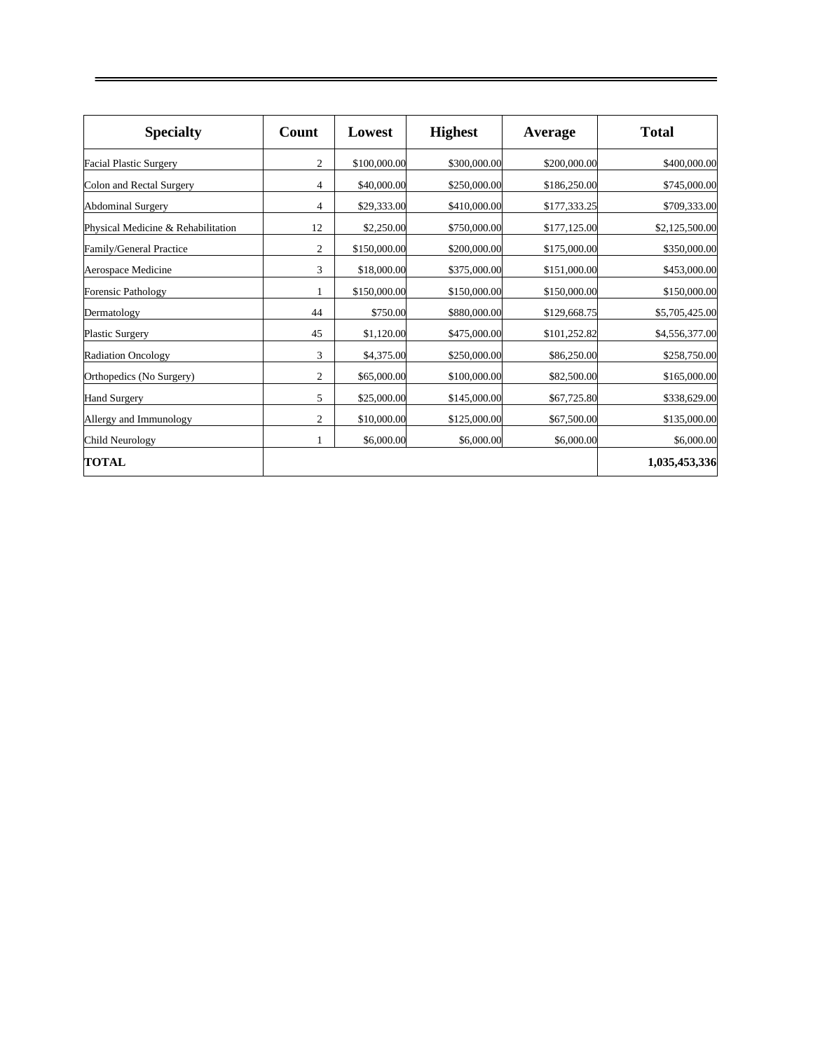| Specialty | Count | Lowest | Highest | Average | Total |
|---|---|---|---|---|---|
| Facial Plastic Surgery | 2 | $100,000.00 | $300,000.00 | $200,000.00 | $400,000.00 |
| Colon and Rectal Surgery | 4 | $40,000.00 | $250,000.00 | $186,250.00 | $745,000.00 |
| Abdominal Surgery | 4 | $29,333.00 | $410,000.00 | $177,333.25 | $709,333.00 |
| Physical Medicine & Rehabilitation | 12 | $2,250.00 | $750,000.00 | $177,125.00 | $2,125,500.00 |
| Family/General Practice | 2 | $150,000.00 | $200,000.00 | $175,000.00 | $350,000.00 |
| Aerospace Medicine | 3 | $18,000.00 | $375,000.00 | $151,000.00 | $453,000.00 |
| Forensic Pathology | 1 | $150,000.00 | $150,000.00 | $150,000.00 | $150,000.00 |
| Dermatology | 44 | $750.00 | $880,000.00 | $129,668.75 | $5,705,425.00 |
| Plastic Surgery | 45 | $1,120.00 | $475,000.00 | $101,252.82 | $4,556,377.00 |
| Radiation Oncology | 3 | $4,375.00 | $250,000.00 | $86,250.00 | $258,750.00 |
| Orthopedics (No Surgery) | 2 | $65,000.00 | $100,000.00 | $82,500.00 | $165,000.00 |
| Hand Surgery | 5 | $25,000.00 | $145,000.00 | $67,725.80 | $338,629.00 |
| Allergy and Immunology | 2 | $10,000.00 | $125,000.00 | $67,500.00 | $135,000.00 |
| Child Neurology | 1 | $6,000.00 | $6,000.00 | $6,000.00 | $6,000.00 |
| **TOTAL** | | | | | **1,035,453,336** |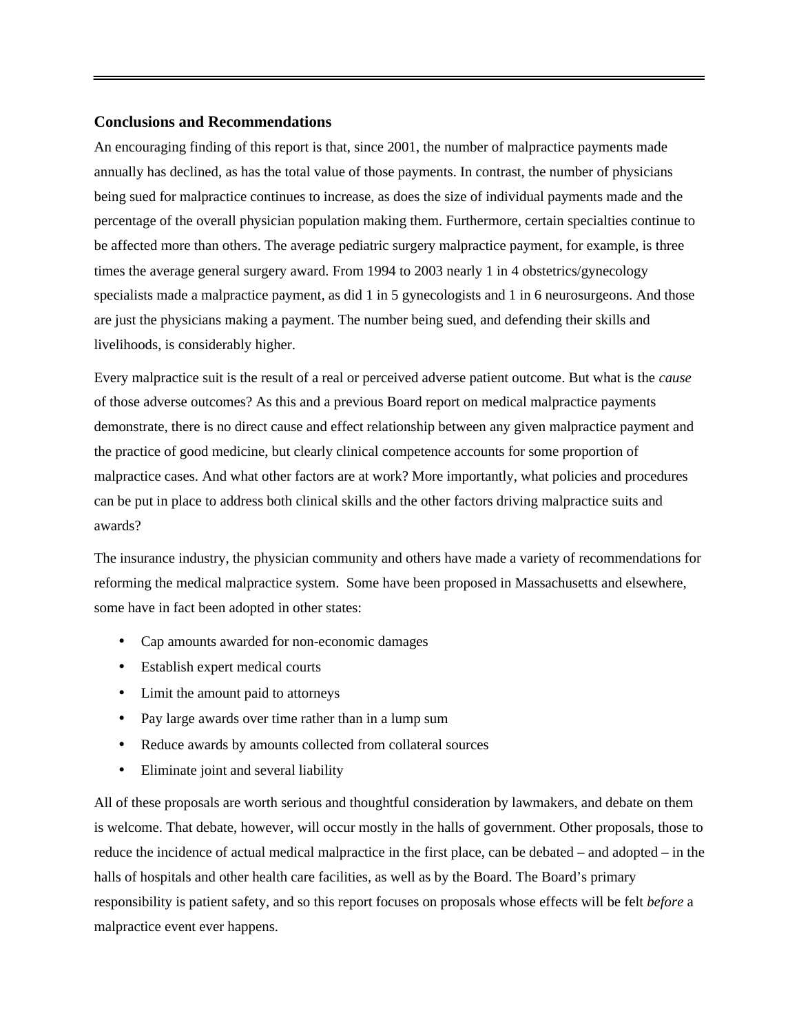## Conclusions and Recommendations

An encouraging finding of this report is that, since 2001, the number of malpractice payments made annually has declined, as has the total value of those payments. In contrast, the number of physicians being sued for malpractice continues to increase, as does the size of individual payments made and the percentage of the overall physician population making them. Furthermore, certain specialties continue to be affected more than others. The average pediatric surgery malpractice payment, for example, is three times the average general surgery award. From 1994 to 2003 nearly 1 in 4 obstetrics/gynecology specialists made a malpractice payment, as did 1 in 5 gynecologists and 1 in 6 neurosurgeons. And those are just the physicians making a payment. The number being sued, and defending their skills and livelihoods, is considerably higher.

Every malpractice suit is the result of a real or perceived adverse patient outcome. But what is the *cause* of those adverse outcomes? As this and a previous Board report on medical malpractice payments demonstrate, there is no direct cause and effect relationship between any given malpractice payment and the practice of good medicine, but clearly clinical competence accounts for some proportion of malpractice cases. And what other factors are at work? More importantly, what policies and procedures can be put in place to address both clinical skills and the other factors driving malpractice suits and awards?

The insurance industry, the physician community and others have made a variety of recommendations for reforming the medical malpractice system. Some have been proposed in Massachusetts and elsewhere, some have in fact been adopted in other states:

- Cap amounts awarded for non-economic damages
- Establish expert medical courts
- Limit the amount paid to attorneys
- Pay large awards over time rather than in a lump sum
- Reduce awards by amounts collected from collateral sources
- Eliminate joint and several liability

All of these proposals are worth serious and thoughtful consideration by lawmakers, and debate on them is welcome. That debate, however, will occur mostly in the halls of government. Other proposals, those to reduce the incidence of actual medical malpractice in the first place, can be debated – and adopted – in the halls of hospitals and other health care facilities, as well as by the Board. The Board's primary responsibility is patient safety, and so this report focuses on proposals whose effects will be felt *before* a malpractice event ever happens.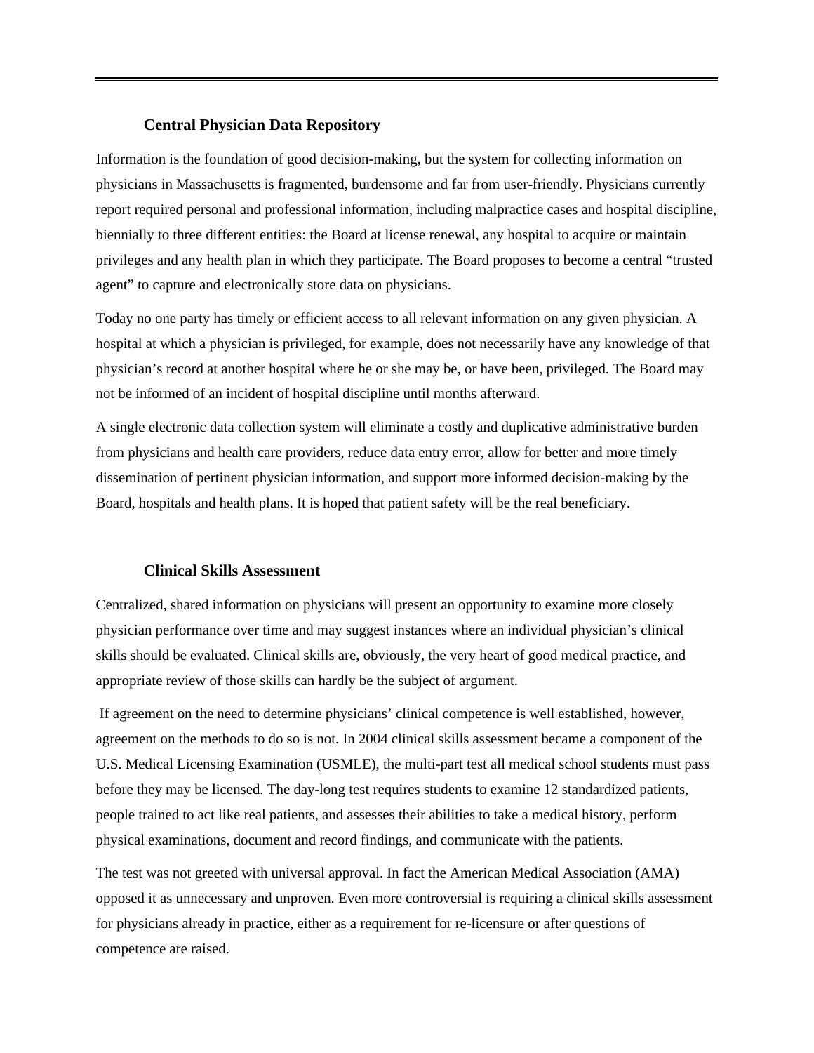### Central Physician Data Repository

Information is the foundation of good decision-making, but the system for collecting information on physicians in Massachusetts is fragmented, burdensome and far from user-friendly. Physicians currently report required personal and professional information, including malpractice cases and hospital discipline, biennially to three different entities: the Board at license renewal, any hospital to acquire or maintain privileges and any health plan in which they participate. The Board proposes to become a central "trusted agent" to capture and electronically store data on physicians.

Today no one party has timely or efficient access to all relevant information on any given physician. A hospital at which a physician is privileged, for example, does not necessarily have any knowledge of that physician's record at another hospital where he or she may be, or have been, privileged. The Board may not be informed of an incident of hospital discipline until months afterward.

A single electronic data collection system will eliminate a costly and duplicative administrative burden from physicians and health care providers, reduce data entry error, allow for better and more timely dissemination of pertinent physician information, and support more informed decision-making by the Board, hospitals and health plans. It is hoped that patient safety will be the real beneficiary.

### Clinical Skills Assessment

Centralized, shared information on physicians will present an opportunity to examine more closely physician performance over time and may suggest instances where an individual physician's clinical skills should be evaluated. Clinical skills are, obviously, the very heart of good medical practice, and appropriate review of those skills can hardly be the subject of argument.

If agreement on the need to determine physicians' clinical competence is well established, however, agreement on the methods to do so is not. In 2004 clinical skills assessment became a component of the U.S. Medical Licensing Examination (USMLE), the multi-part test all medical school students must pass before they may be licensed. The day-long test requires students to examine 12 standardized patients, people trained to act like real patients, and assesses their abilities to take a medical history, perform physical examinations, document and record findings, and communicate with the patients.

The test was not greeted with universal approval. In fact the American Medical Association (AMA) opposed it as unnecessary and unproven. Even more controversial is requiring a clinical skills assessment for physicians already in practice, either as a requirement for re-licensure or after questions of competence are raised.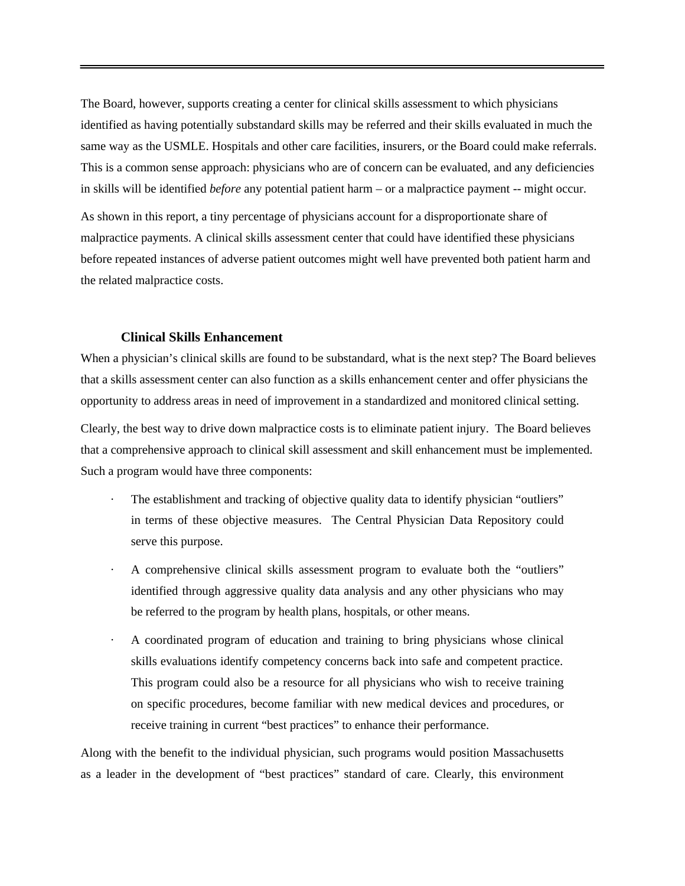The Board, however, supports creating a center for clinical skills assessment to which physicians identified as having potentially substandard skills may be referred and their skills evaluated in much the same way as the USMLE. Hospitals and other care facilities, insurers, or the Board could make referrals. This is a common sense approach: physicians who are of concern can be evaluated, and any deficiencies in skills will be identified *before* any potential patient harm – or a malpractice payment -- might occur.

As shown in this report, a tiny percentage of physicians account for a disproportionate share of malpractice payments. A clinical skills assessment center that could have identified these physicians before repeated instances of adverse patient outcomes might well have prevented both patient harm and the related malpractice costs.

### Clinical Skills Enhancement

When a physician's clinical skills are found to be substandard, what is the next step? The Board believes that a skills assessment center can also function as a skills enhancement center and offer physicians the opportunity to address areas in need of improvement in a standardized and monitored clinical setting.

Clearly, the best way to drive down malpractice costs is to eliminate patient injury. The Board believes that a comprehensive approach to clinical skill assessment and skill enhancement must be implemented. Such a program would have three components:

- The establishment and tracking of objective quality data to identify physician "outliers" in terms of these objective measures. The Central Physician Data Repository could serve this purpose.
- A comprehensive clinical skills assessment program to evaluate both the "outliers" identified through aggressive quality data analysis and any other physicians who may be referred to the program by health plans, hospitals, or other means.
- A coordinated program of education and training to bring physicians whose clinical skills evaluations identify competency concerns back into safe and competent practice. This program could also be a resource for all physicians who wish to receive training on specific procedures, become familiar with new medical devices and procedures, or receive training in current "best practices" to enhance their performance.

Along with the benefit to the individual physician, such programs would position Massachusetts as a leader in the development of "best practices" standard of care. Clearly, this environment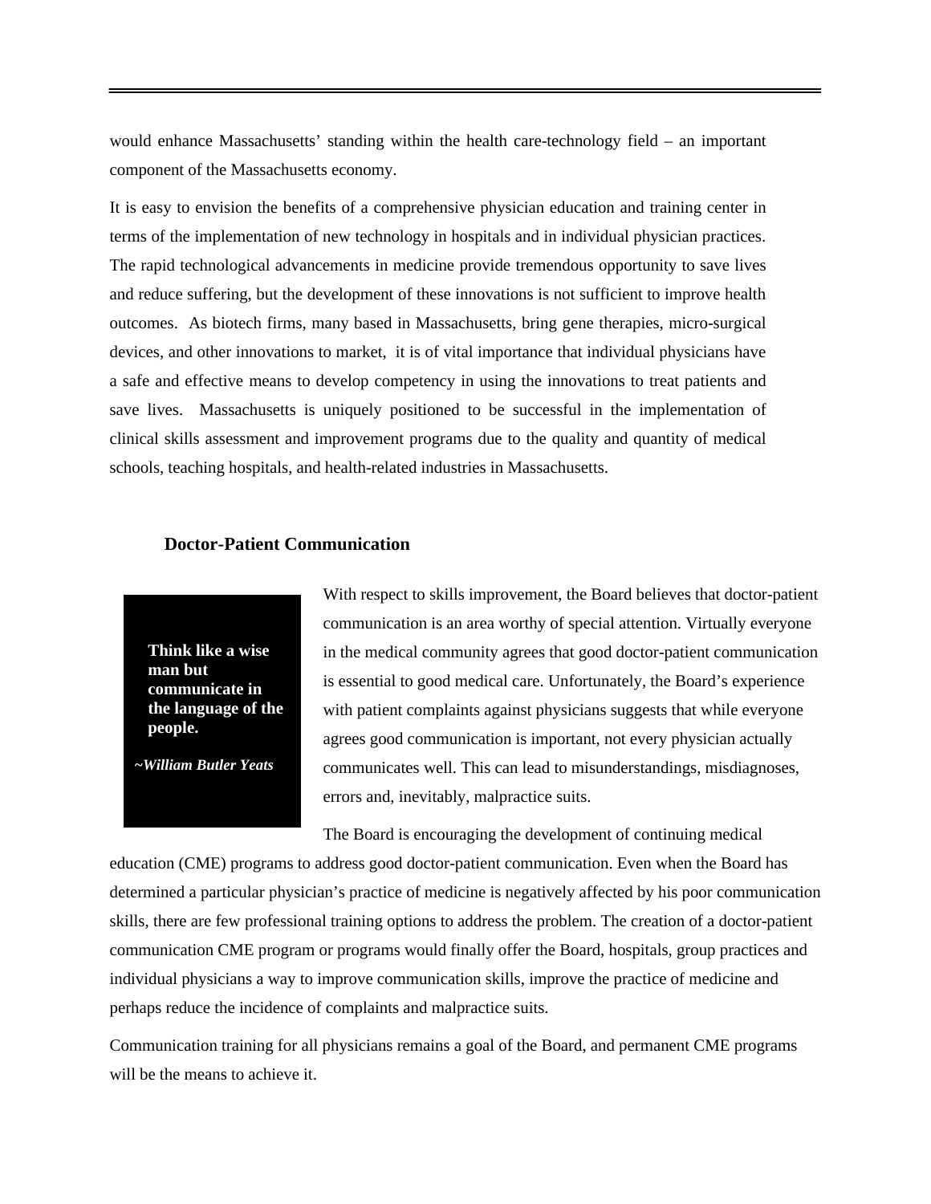would enhance Massachusetts' standing within the health care-technology field – an important component of the Massachusetts economy.

It is easy to envision the benefits of a comprehensive physician education and training center in terms of the implementation of new technology in hospitals and in individual physician practices. The rapid technological advancements in medicine provide tremendous opportunity to save lives and reduce suffering, but the development of these innovations is not sufficient to improve health outcomes. As biotech firms, many based in Massachusetts, bring gene therapies, micro-surgical devices, and other innovations to market, it is of vital importance that individual physicians have a safe and effective means to develop competency in using the innovations to treat patients and save lives. Massachusetts is uniquely positioned to be successful in the implementation of clinical skills assessment and improvement programs due to the quality and quantity of medical schools, teaching hospitals, and health-related industries in Massachusetts.

### Doctor-Patient Communication

> **Think like a wise man but communicate in the language of the people.**
>
> ***~William Butler Yeats***

With respect to skills improvement, the Board believes that doctor-patient communication is an area worthy of special attention. Virtually everyone in the medical community agrees that good doctor-patient communication is essential to good medical care. Unfortunately, the Board's experience with patient complaints against physicians suggests that while everyone agrees good communication is important, not every physician actually communicates well. This can lead to misunderstandings, misdiagnoses, errors and, inevitably, malpractice suits.

The Board is encouraging the development of continuing medical education (CME) programs to address good doctor-patient communication. Even when the Board has determined a particular physician's practice of medicine is negatively affected by his poor communication skills, there are few professional training options to address the problem. The creation of a doctor-patient communication CME program or programs would finally offer the Board, hospitals, group practices and individual physicians a way to improve communication skills, improve the practice of medicine and perhaps reduce the incidence of complaints and malpractice suits.

Communication training for all physicians remains a goal of the Board, and permanent CME programs will be the means to achieve it.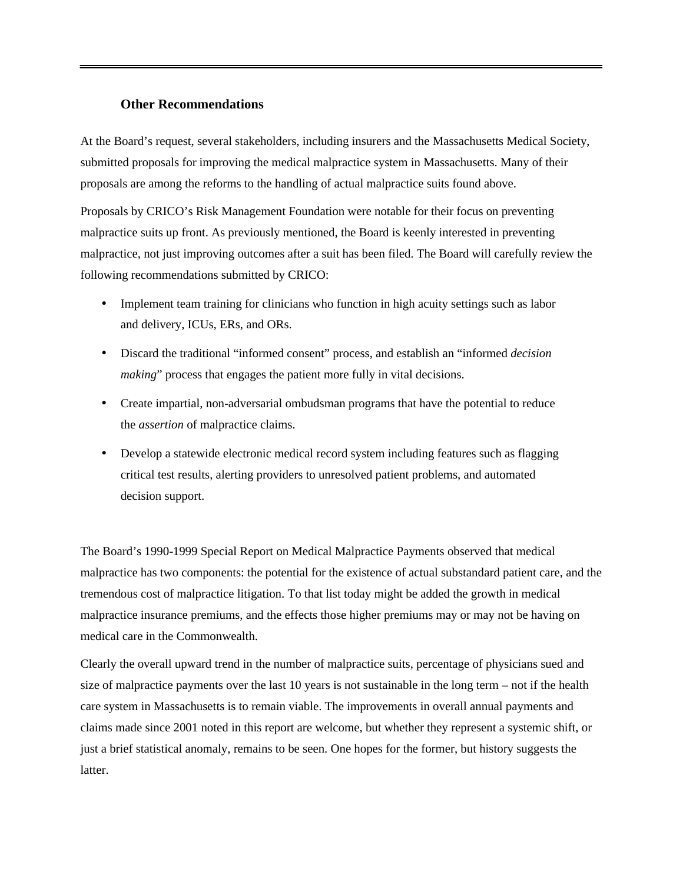### Other Recommendations

At the Board's request, several stakeholders, including insurers and the Massachusetts Medical Society, submitted proposals for improving the medical malpractice system in Massachusetts. Many of their proposals are among the reforms to the handling of actual malpractice suits found above.

Proposals by CRICO's Risk Management Foundation were notable for their focus on preventing malpractice suits up front. As previously mentioned, the Board is keenly interested in preventing malpractice, not just improving outcomes after a suit has been filed. The Board will carefully review the following recommendations submitted by CRICO:

- Implement team training for clinicians who function in high acuity settings such as labor and delivery, ICUs, ERs, and ORs.
- Discard the traditional "informed consent" process, and establish an "informed *decision making*" process that engages the patient more fully in vital decisions.
- Create impartial, non-adversarial ombudsman programs that have the potential to reduce the *assertion* of malpractice claims.
- Develop a statewide electronic medical record system including features such as flagging critical test results, alerting providers to unresolved patient problems, and automated decision support.

The Board's 1990-1999 Special Report on Medical Malpractice Payments observed that medical malpractice has two components: the potential for the existence of actual substandard patient care, and the tremendous cost of malpractice litigation. To that list today might be added the growth in medical malpractice insurance premiums, and the effects those higher premiums may or may not be having on medical care in the Commonwealth.

Clearly the overall upward trend in the number of malpractice suits, percentage of physicians sued and size of malpractice payments over the last 10 years is not sustainable in the long term – not if the health care system in Massachusetts is to remain viable. The improvements in overall annual payments and claims made since 2001 noted in this report are welcome, but whether they represent a systemic shift, or just a brief statistical anomaly, remains to be seen. One hopes for the former, but history suggests the latter.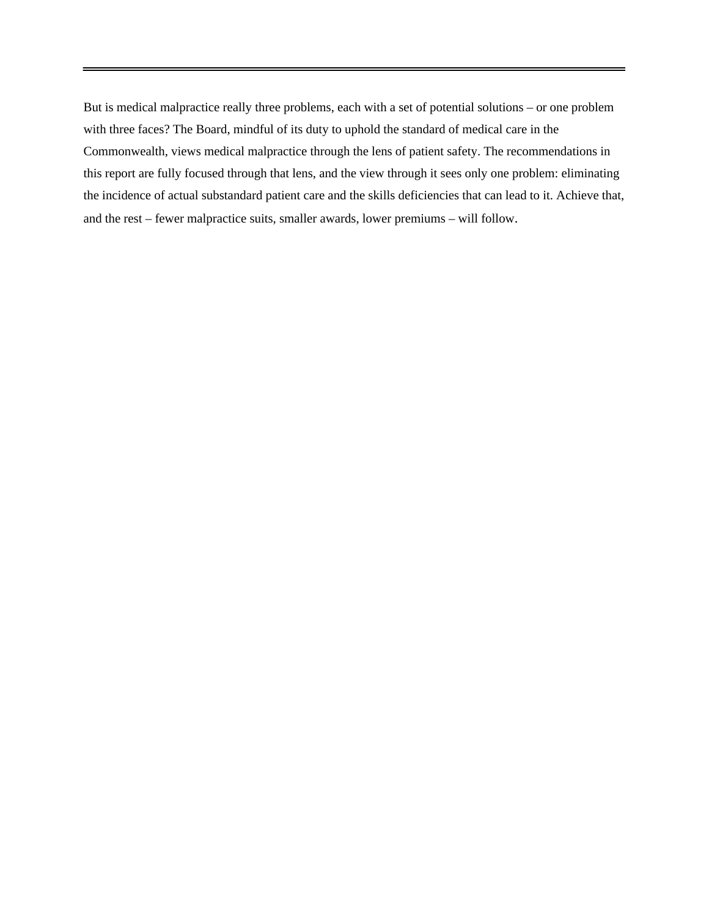But is medical malpractice really three problems, each with a set of potential solutions – or one problem with three faces? The Board, mindful of its duty to uphold the standard of medical care in the Commonwealth, views medical malpractice through the lens of patient safety. The recommendations in this report are fully focused through that lens, and the view through it sees only one problem: eliminating the incidence of actual substandard patient care and the skills deficiencies that can lead to it. Achieve that, and the rest – fewer malpractice suits, smaller awards, lower premiums – will follow.